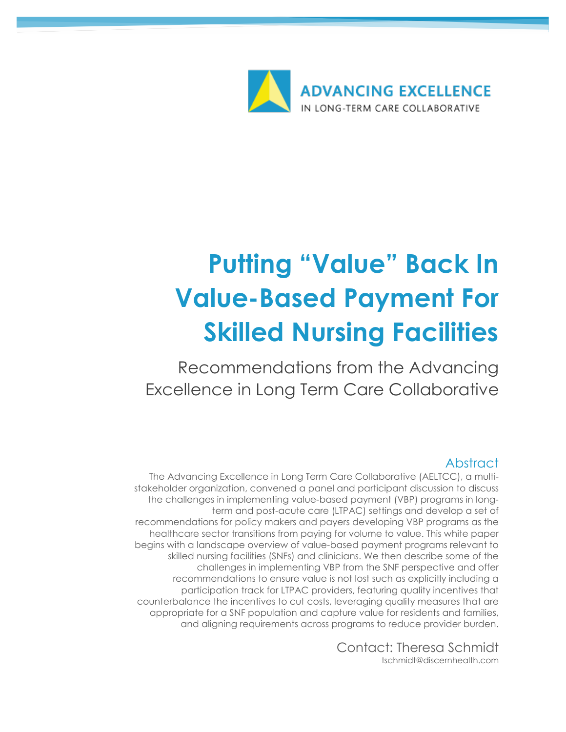ADVANCING EXCELLENCE
IN LONG-TERM CARE COLLABORATIVE

# Putting "Value" Back In Value-Based Payment For Skilled Nursing Facilities

## Recommendations from the Advancing Excellence in Long Term Care Collaborative

### Abstract

The Advancing Excellence in Long Term Care Collaborative (AELTCC), a multi-stakeholder organization, convened a panel and participant discussion to discuss the challenges in implementing value-based payment (VBP) programs in long-term and post-acute care (LTPAC) settings and develop a set of recommendations for policy makers and payers developing VBP programs as the healthcare sector transitions from paying for volume to value. This white paper begins with a landscape overview of value-based payment programs relevant to skilled nursing facilities (SNFs) and clinicians. We then describe some of the challenges in implementing VBP from the SNF perspective and offer recommendations to ensure value is not lost such as explicitly including a participation track for LTPAC providers, featuring quality incentives that counterbalance the incentives to cut costs, leveraging quality measures that are appropriate for a SNF population and capture value for residents and families, and aligning requirements across programs to reduce provider burden.

Contact: Theresa Schmidt
tschmidt@discernhealth.com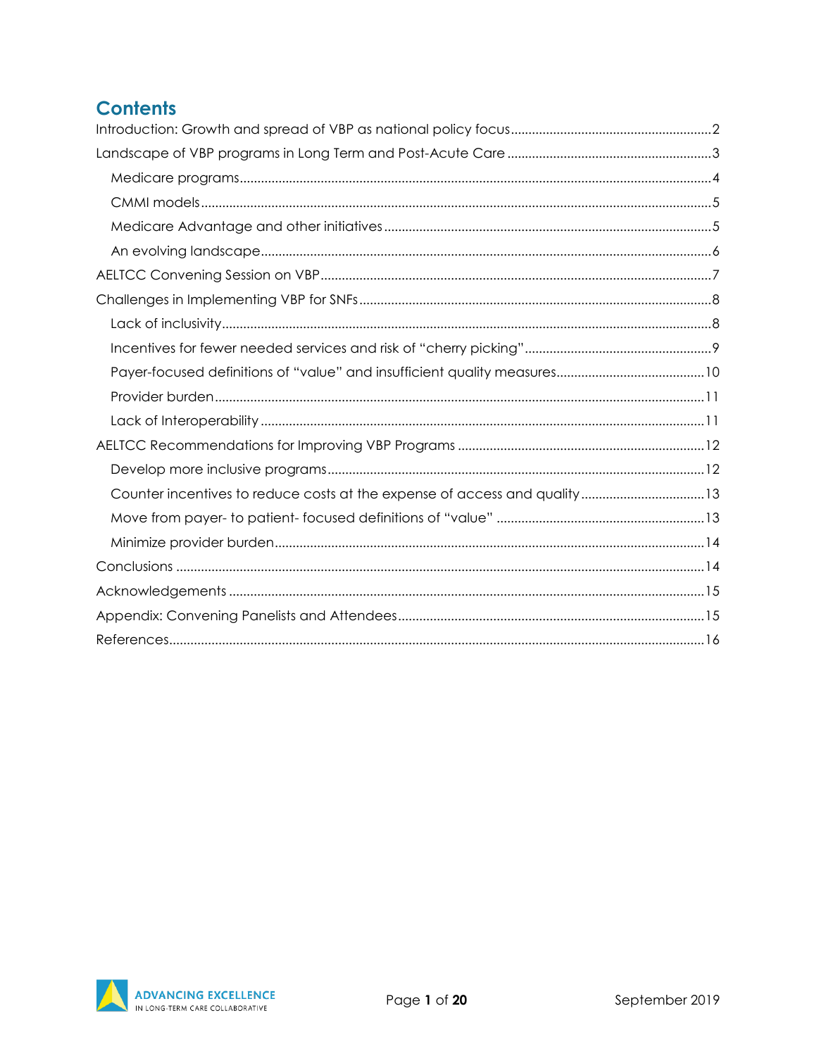# Contents

Introduction: Growth and spread of VBP as national policy focus ........ 2

Landscape of VBP programs in Long Term and Post-Acute Care ........ 3

- Medicare programs ........ 4
- CMMI models ........ 5
- Medicare Advantage and other initiatives ........ 5
- An evolving landscape ........ 6

AELTCC Convening Session on VBP ........ 7

Challenges in Implementing VBP for SNFs ........ 8

- Lack of inclusivity ........ 8
- Incentives for fewer needed services and risk of "cherry picking" ........ 9
- Payer-focused definitions of "value" and insufficient quality measures ........ 10
- Provider burden ........ 11
- Lack of Interoperability ........ 11

AELTCC Recommendations for Improving VBP Programs ........ 12

- Develop more inclusive programs ........ 12
- Counter incentives to reduce costs at the expense of access and quality ........ 13
- Move from payer- to patient- focused definitions of "value" ........ 13
- Minimize provider burden ........ 14

Conclusions ........ 14

Acknowledgements ........ 15

Appendix: Convening Panelists and Attendees ........ 15

References ........ 16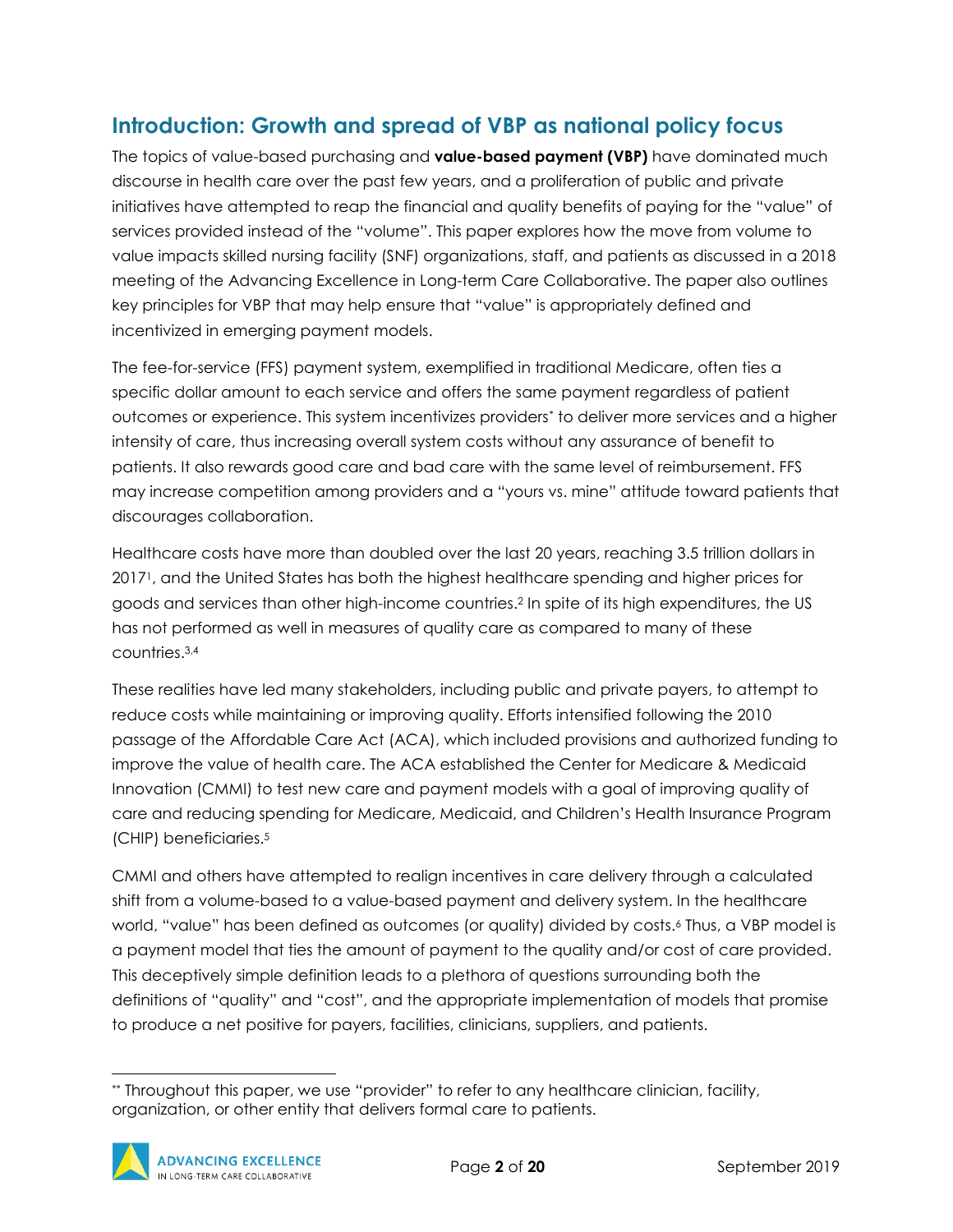## Introduction: Growth and spread of VBP as national policy focus

The topics of value-based purchasing and **value-based payment (VBP)** have dominated much discourse in health care over the past few years, and a proliferation of public and private initiatives have attempted to reap the financial and quality benefits of paying for the "value" of services provided instead of the "volume". This paper explores how the move from volume to value impacts skilled nursing facility (SNF) organizations, staff, and patients as discussed in a 2018 meeting of the Advancing Excellence in Long-term Care Collaborative. The paper also outlines key principles for VBP that may help ensure that "value" is appropriately defined and incentivized in emerging payment models.

The fee-for-service (FFS) payment system, exemplified in traditional Medicare, often ties a specific dollar amount to each service and offers the same payment regardless of patient outcomes or experience. This system incentivizes providers[*] to deliver more services and a higher intensity of care, thus increasing overall system costs without any assurance of benefit to patients. It also rewards good care and bad care with the same level of reimbursement. FFS may increase competition among providers and a "yours vs. mine" attitude toward patients that discourages collaboration.

Healthcare costs have more than doubled over the last 20 years, reaching 3.5 trillion dollars in 2017[1], and the United States has both the highest healthcare spending and higher prices for goods and services than other high-income countries.[2] In spite of its high expenditures, the US has not performed as well in measures of quality care as compared to many of these countries.[3,4]

These realities have led many stakeholders, including public and private payers, to attempt to reduce costs while maintaining or improving quality. Efforts intensified following the 2010 passage of the Affordable Care Act (ACA), which included provisions and authorized funding to improve the value of health care. The ACA established the Center for Medicare & Medicaid Innovation (CMMI) to test new care and payment models with a goal of improving quality of care and reducing spending for Medicare, Medicaid, and Children's Health Insurance Program (CHIP) beneficiaries.[5]

CMMI and others have attempted to realign incentives in care delivery through a calculated shift from a volume-based to a value-based payment and delivery system. In the healthcare world, "value" has been defined as outcomes (or quality) divided by costs.[6] Thus, a VBP model is a payment model that ties the amount of payment to the quality and/or cost of care provided. This deceptively simple definition leads to a plethora of questions surrounding both the definitions of "quality" and "cost", and the appropriate implementation of models that promise to produce a net positive for payers, facilities, clinicians, suppliers, and patients.

---

[**] Throughout this paper, we use "provider" to refer to any healthcare clinician, facility, organization, or other entity that delivers formal care to patients.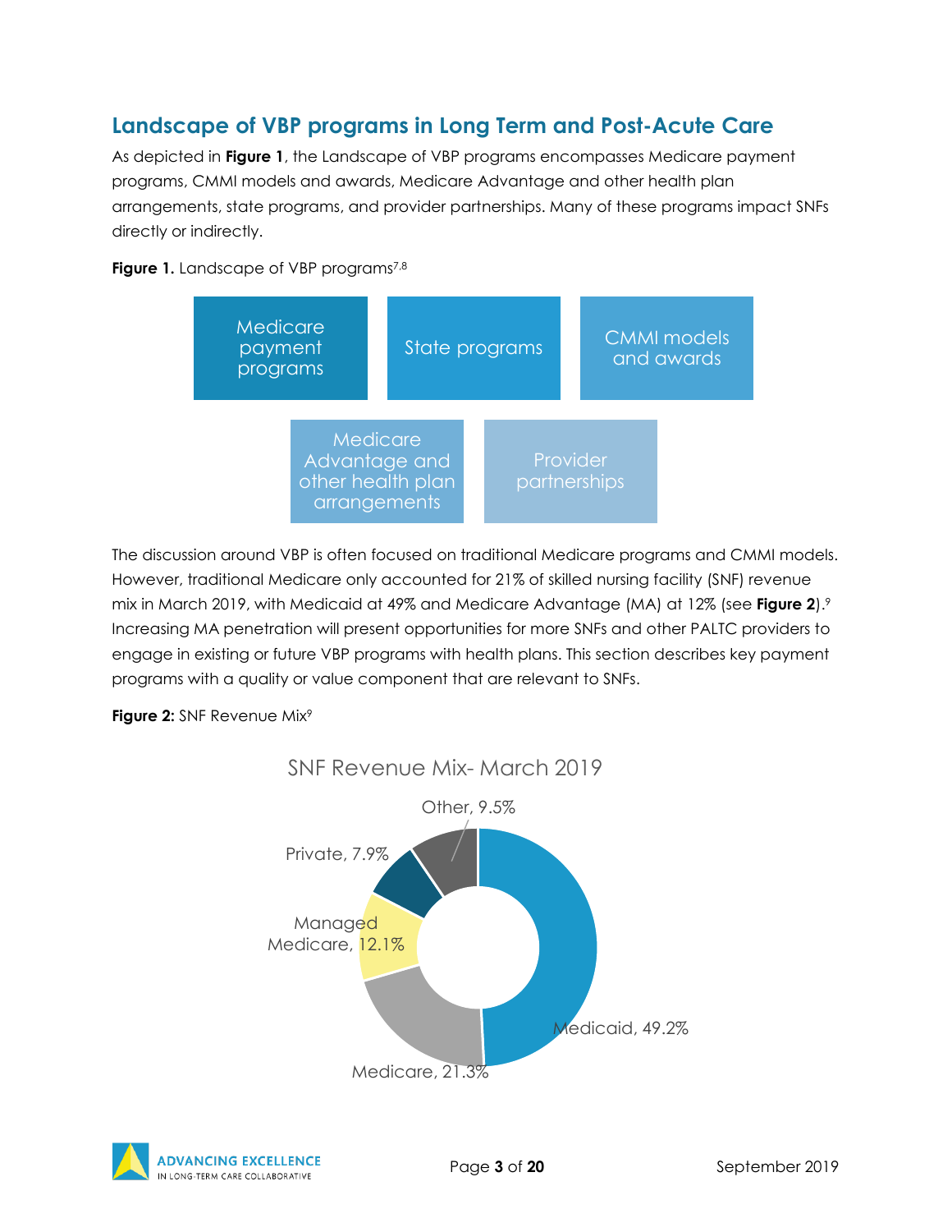## Landscape of VBP programs in Long Term and Post-Acute Care

As depicted in **Figure 1**, the Landscape of VBP programs encompasses Medicare payment programs, CMMI models and awards, Medicare Advantage and other health plan arrangements, state programs, and provider partnerships. Many of these programs impact SNFs directly or indirectly.

**Figure 1.** Landscape of VBP programs[7,8]

- Medicare payment programs
- State programs
- CMMI models and awards
- Medicare Advantage and other health plan arrangements
- Provider partnerships

The discussion around VBP is often focused on traditional Medicare programs and CMMI models. However, traditional Medicare only accounted for 21% of skilled nursing facility (SNF) revenue mix in March 2019, with Medicaid at 49% and Medicare Advantage (MA) at 12% (see **Figure 2**).[9] Increasing MA penetration will present opportunities for more SNFs and other PALTC providers to engage in existing or future VBP programs with health plans. This section describes key payment programs with a quality or value component that are relevant to SNFs.

**Figure 2:** SNF Revenue Mix[9]

SNF Revenue Mix- March 2019

| Payer | Share |
| --- | --- |
| Medicaid | 49.2% |
| Medicare | 21.3% |
| Managed Medicare | 12.1% |
| Private | 7.9% |
| Other | 9.5% |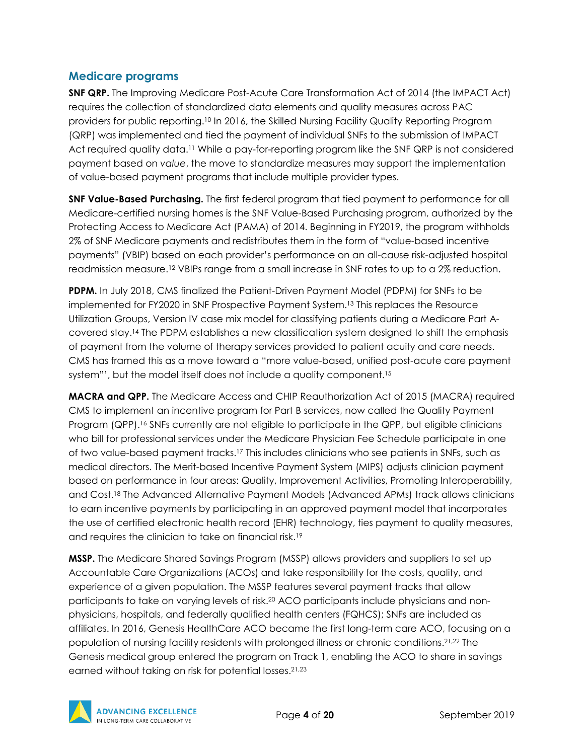## Medicare programs

**SNF QRP.** The Improving Medicare Post-Acute Care Transformation Act of 2014 (the IMPACT Act) requires the collection of standardized data elements and quality measures across PAC providers for public reporting.[10] In 2016, the Skilled Nursing Facility Quality Reporting Program (QRP) was implemented and tied the payment of individual SNFs to the submission of IMPACT Act required quality data.[11] While a pay-for-reporting program like the SNF QRP is not considered payment based on *value*, the move to standardize measures may support the implementation of value-based payment programs that include multiple provider types.

**SNF Value-Based Purchasing.** The first federal program that tied payment to performance for all Medicare-certified nursing homes is the SNF Value-Based Purchasing program, authorized by the Protecting Access to Medicare Act (PAMA) of 2014. Beginning in FY2019, the program withholds 2% of SNF Medicare payments and redistributes them in the form of "value-based incentive payments" (VBIP) based on each provider's performance on an all-cause risk-adjusted hospital readmission measure.[12] VBIPs range from a small increase in SNF rates to up to a 2% reduction.

**PDPM.** In July 2018, CMS finalized the Patient-Driven Payment Model (PDPM) for SNFs to be implemented for FY2020 in SNF Prospective Payment System.[13] This replaces the Resource Utilization Groups, Version IV case mix model for classifying patients during a Medicare Part A-covered stay.[14] The PDPM establishes a new classification system designed to shift the emphasis of payment from the volume of therapy services provided to patient acuity and care needs. CMS has framed this as a move toward a "more value-based, unified post-acute care payment system"', but the model itself does not include a quality component.[15]

**MACRA and QPP.** The Medicare Access and CHIP Reauthorization Act of 2015 (MACRA) required CMS to implement an incentive program for Part B services, now called the Quality Payment Program (QPP).[16] SNFs currently are not eligible to participate in the QPP, but eligible clinicians who bill for professional services under the Medicare Physician Fee Schedule participate in one of two value-based payment tracks.[17] This includes clinicians who see patients in SNFs, such as medical directors. The Merit-based Incentive Payment System (MIPS) adjusts clinician payment based on performance in four areas: Quality, Improvement Activities, Promoting Interoperability, and Cost.[18] The Advanced Alternative Payment Models (Advanced APMs) track allows clinicians to earn incentive payments by participating in an approved payment model that incorporates the use of certified electronic health record (EHR) technology, ties payment to quality measures, and requires the clinician to take on financial risk.[19]

**MSSP.** The Medicare Shared Savings Program (MSSP) allows providers and suppliers to set up Accountable Care Organizations (ACOs) and take responsibility for the costs, quality, and experience of a given population. The MSSP features several payment tracks that allow participants to take on varying levels of risk.[20] ACO participants include physicians and non-physicians, hospitals, and federally qualified health centers (FQHCS); SNFs are included as affiliates. In 2016, Genesis HealthCare ACO became the first long-term care ACO, focusing on a population of nursing facility residents with prolonged illness or chronic conditions.[21,22] The Genesis medical group entered the program on Track 1, enabling the ACO to share in savings earned without taking on risk for potential losses.[21,23]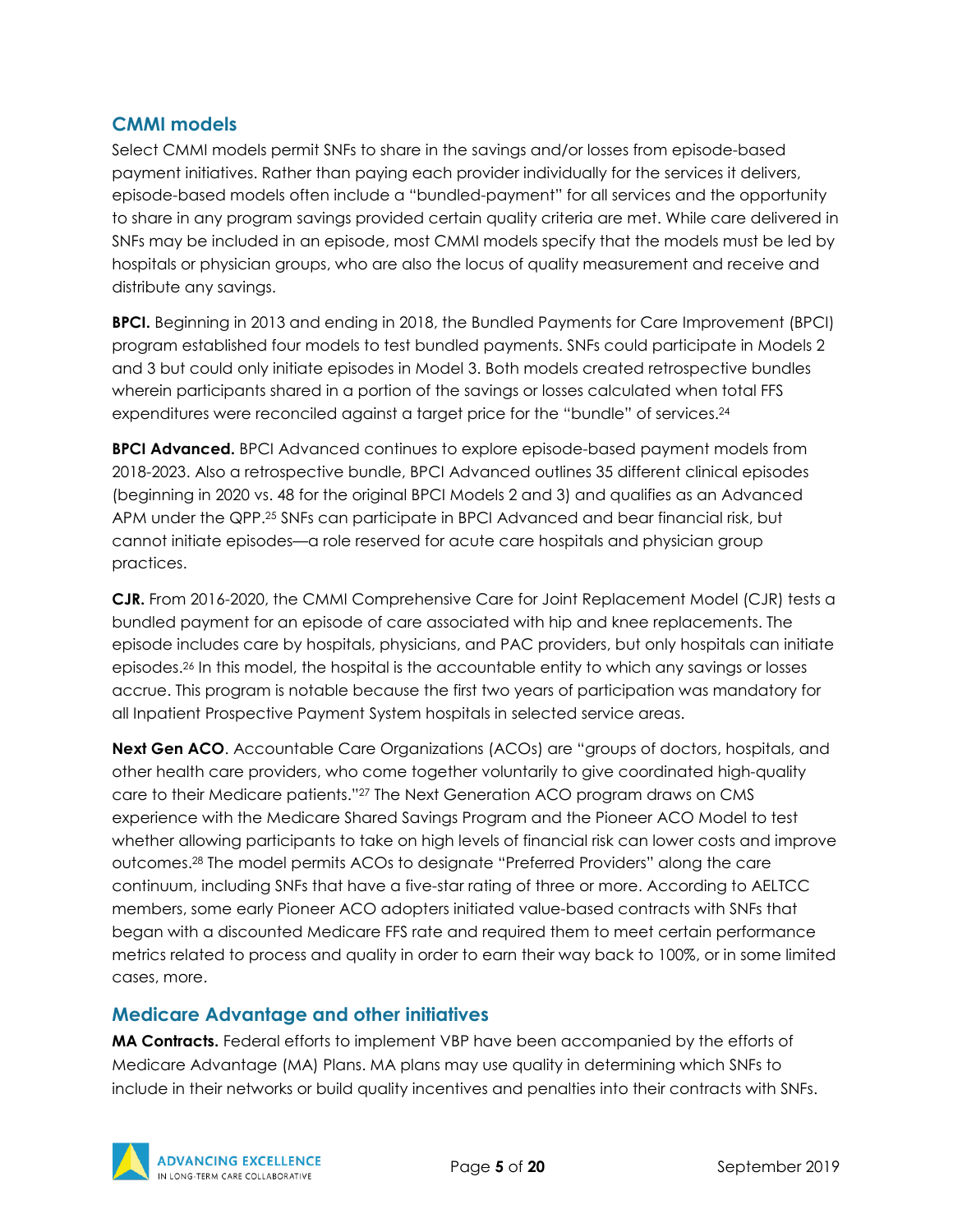## CMMI models

Select CMMI models permit SNFs to share in the savings and/or losses from episode-based payment initiatives. Rather than paying each provider individually for the services it delivers, episode-based models often include a "bundled-payment" for all services and the opportunity to share in any program savings provided certain quality criteria are met. While care delivered in SNFs may be included in an episode, most CMMI models specify that the models must be led by hospitals or physician groups, who are also the locus of quality measurement and receive and distribute any savings.

**BPCI.** Beginning in 2013 and ending in 2018, the Bundled Payments for Care Improvement (BPCI) program established four models to test bundled payments. SNFs could participate in Models 2 and 3 but could only initiate episodes in Model 3. Both models created retrospective bundles wherein participants shared in a portion of the savings or losses calculated when total FFS expenditures were reconciled against a target price for the "bundle" of services.[24]

**BPCI Advanced.** BPCI Advanced continues to explore episode-based payment models from 2018-2023. Also a retrospective bundle, BPCI Advanced outlines 35 different clinical episodes (beginning in 2020 vs. 48 for the original BPCI Models 2 and 3) and qualifies as an Advanced APM under the QPP.[25] SNFs can participate in BPCI Advanced and bear financial risk, but cannot initiate episodes—a role reserved for acute care hospitals and physician group practices.

**CJR.** From 2016-2020, the CMMI Comprehensive Care for Joint Replacement Model (CJR) tests a bundled payment for an episode of care associated with hip and knee replacements. The episode includes care by hospitals, physicians, and PAC providers, but only hospitals can initiate episodes.[26] In this model, the hospital is the accountable entity to which any savings or losses accrue. This program is notable because the first two years of participation was mandatory for all Inpatient Prospective Payment System hospitals in selected service areas.

**Next Gen ACO**. Accountable Care Organizations (ACOs) are "groups of doctors, hospitals, and other health care providers, who come together voluntarily to give coordinated high-quality care to their Medicare patients."[27] The Next Generation ACO program draws on CMS experience with the Medicare Shared Savings Program and the Pioneer ACO Model to test whether allowing participants to take on high levels of financial risk can lower costs and improve outcomes.[28] The model permits ACOs to designate "Preferred Providers" along the care continuum, including SNFs that have a five-star rating of three or more. According to AELTCC members, some early Pioneer ACO adopters initiated value-based contracts with SNFs that began with a discounted Medicare FFS rate and required them to meet certain performance metrics related to process and quality in order to earn their way back to 100%, or in some limited cases, more.

## Medicare Advantage and other initiatives

**MA Contracts.** Federal efforts to implement VBP have been accompanied by the efforts of Medicare Advantage (MA) Plans. MA plans may use quality in determining which SNFs to include in their networks or build quality incentives and penalties into their contracts with SNFs.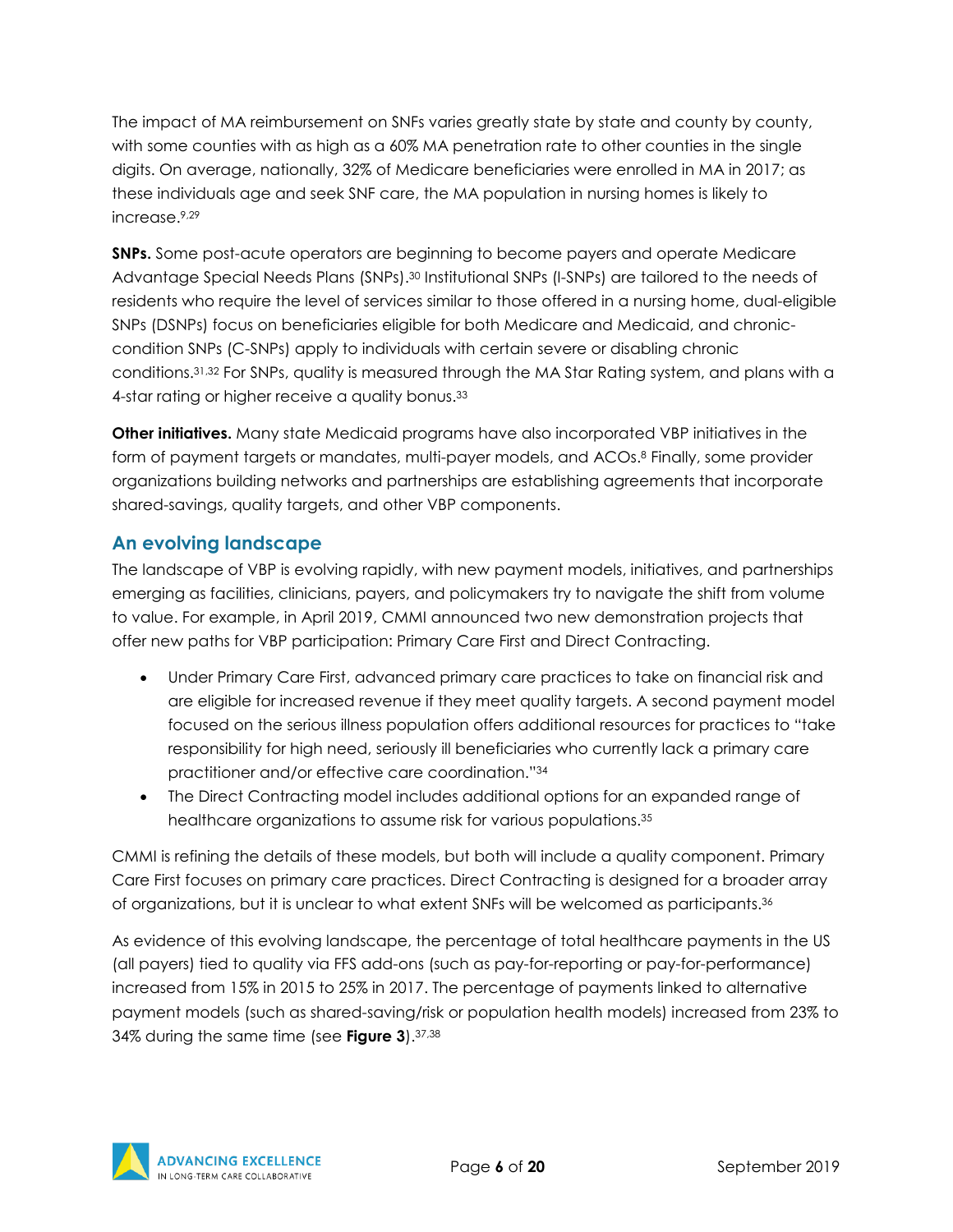The impact of MA reimbursement on SNFs varies greatly state by state and county by county, with some counties with as high as a 60% MA penetration rate to other counties in the single digits. On average, nationally, 32% of Medicare beneficiaries were enrolled in MA in 2017; as these individuals age and seek SNF care, the MA population in nursing homes is likely to increase.[9,29]

**SNPs.** Some post-acute operators are beginning to become payers and operate Medicare Advantage Special Needs Plans (SNPs).[30] Institutional SNPs (I-SNPs) are tailored to the needs of residents who require the level of services similar to those offered in a nursing home, dual-eligible SNPs (DSNPs) focus on beneficiaries eligible for both Medicare and Medicaid, and chronic-condition SNPs (C-SNPs) apply to individuals with certain severe or disabling chronic conditions.[31,32] For SNPs, quality is measured through the MA Star Rating system, and plans with a 4-star rating or higher receive a quality bonus.[33]

**Other initiatives.** Many state Medicaid programs have also incorporated VBP initiatives in the form of payment targets or mandates, multi-payer models, and ACOs.[8] Finally, some provider organizations building networks and partnerships are establishing agreements that incorporate shared-savings, quality targets, and other VBP components.

## An evolving landscape

The landscape of VBP is evolving rapidly, with new payment models, initiatives, and partnerships emerging as facilities, clinicians, payers, and policymakers try to navigate the shift from volume to value. For example, in April 2019, CMMI announced two new demonstration projects that offer new paths for VBP participation: Primary Care First and Direct Contracting.

- Under Primary Care First, advanced primary care practices to take on financial risk and are eligible for increased revenue if they meet quality targets. A second payment model focused on the serious illness population offers additional resources for practices to "take responsibility for high need, seriously ill beneficiaries who currently lack a primary care practitioner and/or effective care coordination."[34]
- The Direct Contracting model includes additional options for an expanded range of healthcare organizations to assume risk for various populations.[35]

CMMI is refining the details of these models, but both will include a quality component. Primary Care First focuses on primary care practices. Direct Contracting is designed for a broader array of organizations, but it is unclear to what extent SNFs will be welcomed as participants.[36]

As evidence of this evolving landscape, the percentage of total healthcare payments in the US (all payers) tied to quality via FFS add-ons (such as pay-for-reporting or pay-for-performance) increased from 15% in 2015 to 25% in 2017. The percentage of payments linked to alternative payment models (such as shared-saving/risk or population health models) increased from 23% to 34% during the same time (see **Figure 3**).[37,38]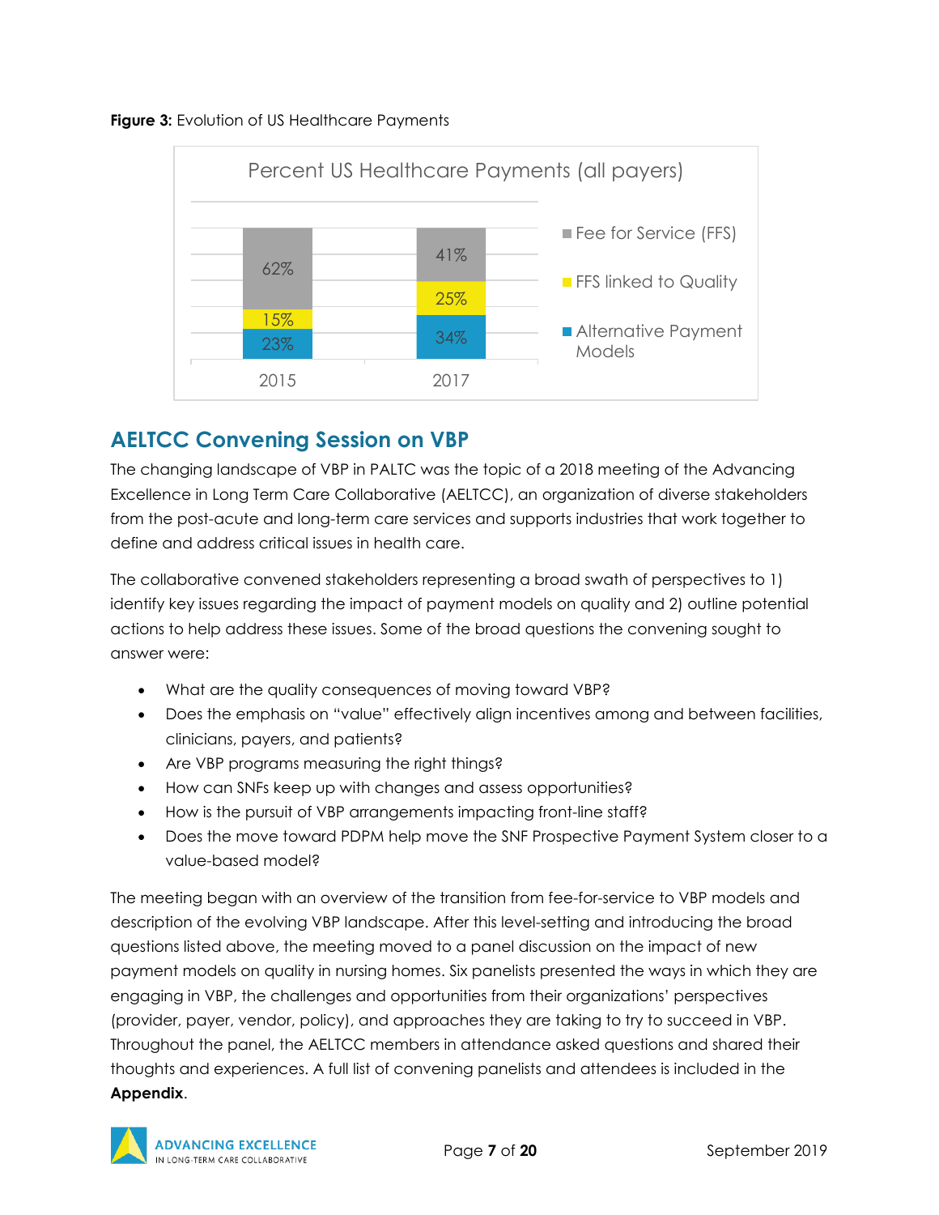**Figure 3:** Evolution of US Healthcare Payments

Percent US Healthcare Payments (all payers)

| | 2015 | 2017 |
|---|---|---|
| Fee for Service (FFS) | 62% | 41% |
| FFS linked to Quality | 15% | 25% |
| Alternative Payment Models | 23% | 34% |

## AELTCC Convening Session on VBP

The changing landscape of VBP in PALTC was the topic of a 2018 meeting of the Advancing Excellence in Long Term Care Collaborative (AELTCC), an organization of diverse stakeholders from the post-acute and long-term care services and supports industries that work together to define and address critical issues in health care.

The collaborative convened stakeholders representing a broad swath of perspectives to 1) identify key issues regarding the impact of payment models on quality and 2) outline potential actions to help address these issues. Some of the broad questions the convening sought to answer were:

- What are the quality consequences of moving toward VBP?
- Does the emphasis on "value" effectively align incentives among and between facilities, clinicians, payers, and patients?
- Are VBP programs measuring the right things?
- How can SNFs keep up with changes and assess opportunities?
- How is the pursuit of VBP arrangements impacting front-line staff?
- Does the move toward PDPM help move the SNF Prospective Payment System closer to a value-based model?

The meeting began with an overview of the transition from fee-for-service to VBP models and description of the evolving VBP landscape. After this level-setting and introducing the broad questions listed above, the meeting moved to a panel discussion on the impact of new payment models on quality in nursing homes. Six panelists presented the ways in which they are engaging in VBP, the challenges and opportunities from their organizations' perspectives (provider, payer, vendor, policy), and approaches they are taking to try to succeed in VBP. Throughout the panel, the AELTCC members in attendance asked questions and shared their thoughts and experiences. A full list of convening panelists and attendees is included in the **Appendix**.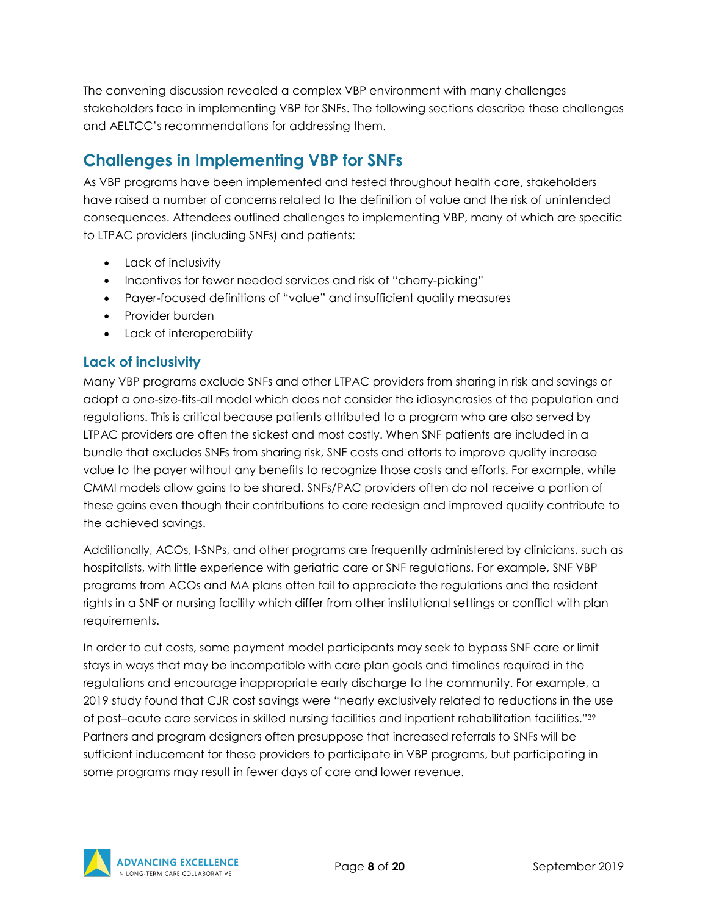The convening discussion revealed a complex VBP environment with many challenges stakeholders face in implementing VBP for SNFs. The following sections describe these challenges and AELTCC's recommendations for addressing them.

## Challenges in Implementing VBP for SNFs

As VBP programs have been implemented and tested throughout health care, stakeholders have raised a number of concerns related to the definition of value and the risk of unintended consequences. Attendees outlined challenges to implementing VBP, many of which are specific to LTPAC providers (including SNFs) and patients:

- Lack of inclusivity
- Incentives for fewer needed services and risk of "cherry-picking"
- Payer-focused definitions of "value" and insufficient quality measures
- Provider burden
- Lack of interoperability

### Lack of inclusivity

Many VBP programs exclude SNFs and other LTPAC providers from sharing in risk and savings or adopt a one-size-fits-all model which does not consider the idiosyncrasies of the population and regulations. This is critical because patients attributed to a program who are also served by LTPAC providers are often the sickest and most costly. When SNF patients are included in a bundle that excludes SNFs from sharing risk, SNF costs and efforts to improve quality increase value to the payer without any benefits to recognize those costs and efforts. For example, while CMMI models allow gains to be shared, SNFs/PAC providers often do not receive a portion of these gains even though their contributions to care redesign and improved quality contribute to the achieved savings.

Additionally, ACOs, I-SNPs, and other programs are frequently administered by clinicians, such as hospitalists, with little experience with geriatric care or SNF regulations. For example, SNF VBP programs from ACOs and MA plans often fail to appreciate the regulations and the resident rights in a SNF or nursing facility which differ from other institutional settings or conflict with plan requirements.

In order to cut costs, some payment model participants may seek to bypass SNF care or limit stays in ways that may be incompatible with care plan goals and timelines required in the regulations and encourage inappropriate early discharge to the community. For example, a 2019 study found that CJR cost savings were "nearly exclusively related to reductions in the use of post–acute care services in skilled nursing facilities and inpatient rehabilitation facilities."[39] Partners and program designers often presuppose that increased referrals to SNFs will be sufficient inducement for these providers to participate in VBP programs, but participating in some programs may result in fewer days of care and lower revenue.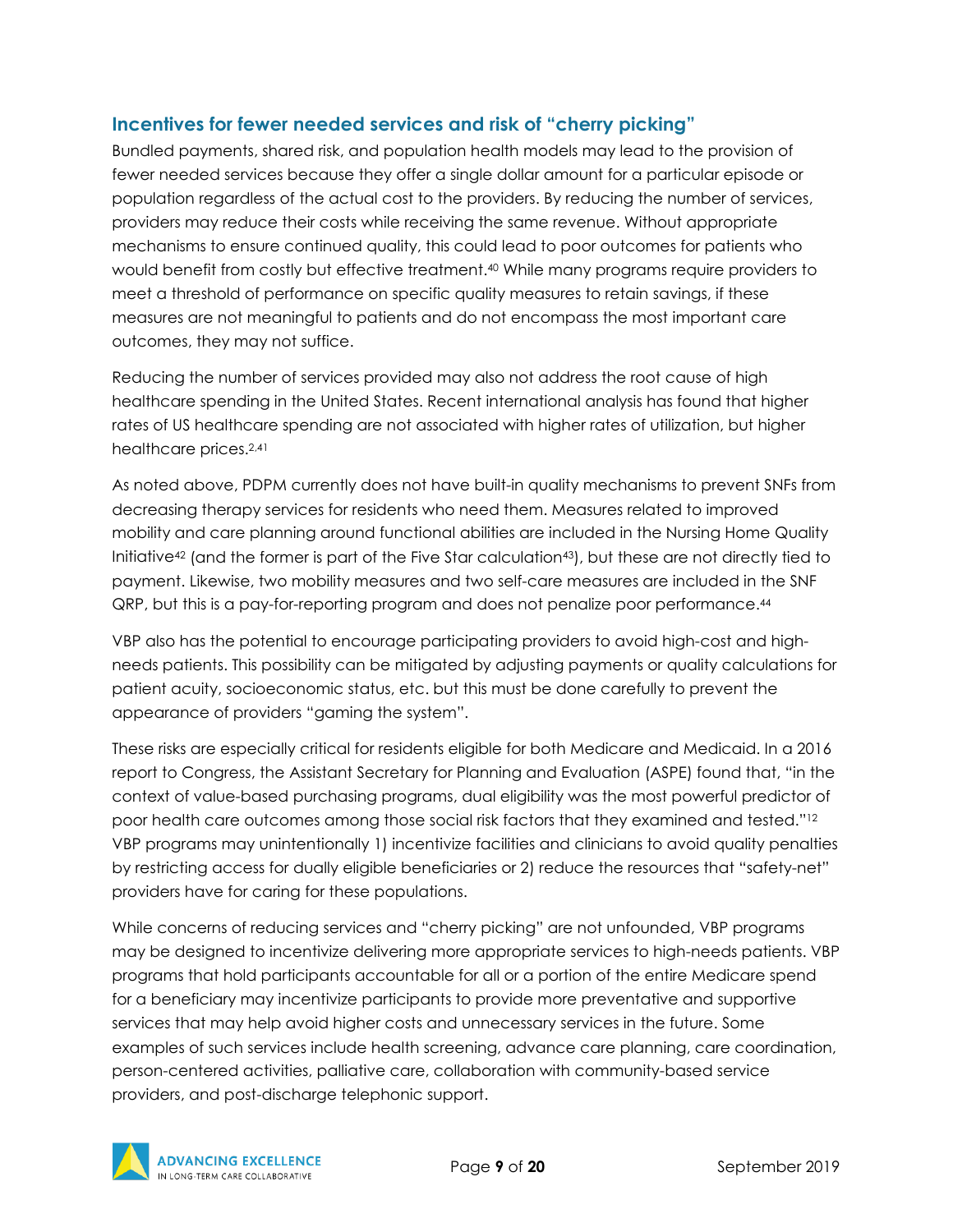## Incentives for fewer needed services and risk of "cherry picking"

Bundled payments, shared risk, and population health models may lead to the provision of fewer needed services because they offer a single dollar amount for a particular episode or population regardless of the actual cost to the providers. By reducing the number of services, providers may reduce their costs while receiving the same revenue. Without appropriate mechanisms to ensure continued quality, this could lead to poor outcomes for patients who would benefit from costly but effective treatment.[40] While many programs require providers to meet a threshold of performance on specific quality measures to retain savings, if these measures are not meaningful to patients and do not encompass the most important care outcomes, they may not suffice.

Reducing the number of services provided may also not address the root cause of high healthcare spending in the United States. Recent international analysis has found that higher rates of US healthcare spending are not associated with higher rates of utilization, but higher healthcare prices.[2,41]

As noted above, PDPM currently does not have built-in quality mechanisms to prevent SNFs from decreasing therapy services for residents who need them. Measures related to improved mobility and care planning around functional abilities are included in the Nursing Home Quality Initiative[42] (and the former is part of the Five Star calculation[43]), but these are not directly tied to payment. Likewise, two mobility measures and two self-care measures are included in the SNF QRP, but this is a pay-for-reporting program and does not penalize poor performance.[44]

VBP also has the potential to encourage participating providers to avoid high-cost and high-needs patients. This possibility can be mitigated by adjusting payments or quality calculations for patient acuity, socioeconomic status, etc. but this must be done carefully to prevent the appearance of providers "gaming the system".

These risks are especially critical for residents eligible for both Medicare and Medicaid. In a 2016 report to Congress, the Assistant Secretary for Planning and Evaluation (ASPE) found that, "in the context of value-based purchasing programs, dual eligibility was the most powerful predictor of poor health care outcomes among those social risk factors that they examined and tested."[12] VBP programs may unintentionally 1) incentivize facilities and clinicians to avoid quality penalties by restricting access for dually eligible beneficiaries or 2) reduce the resources that "safety-net" providers have for caring for these populations.

While concerns of reducing services and "cherry picking" are not unfounded, VBP programs may be designed to incentivize delivering more appropriate services to high-needs patients. VBP programs that hold participants accountable for all or a portion of the entire Medicare spend for a beneficiary may incentivize participants to provide more preventative and supportive services that may help avoid higher costs and unnecessary services in the future. Some examples of such services include health screening, advance care planning, care coordination, person-centered activities, palliative care, collaboration with community-based service providers, and post-discharge telephonic support.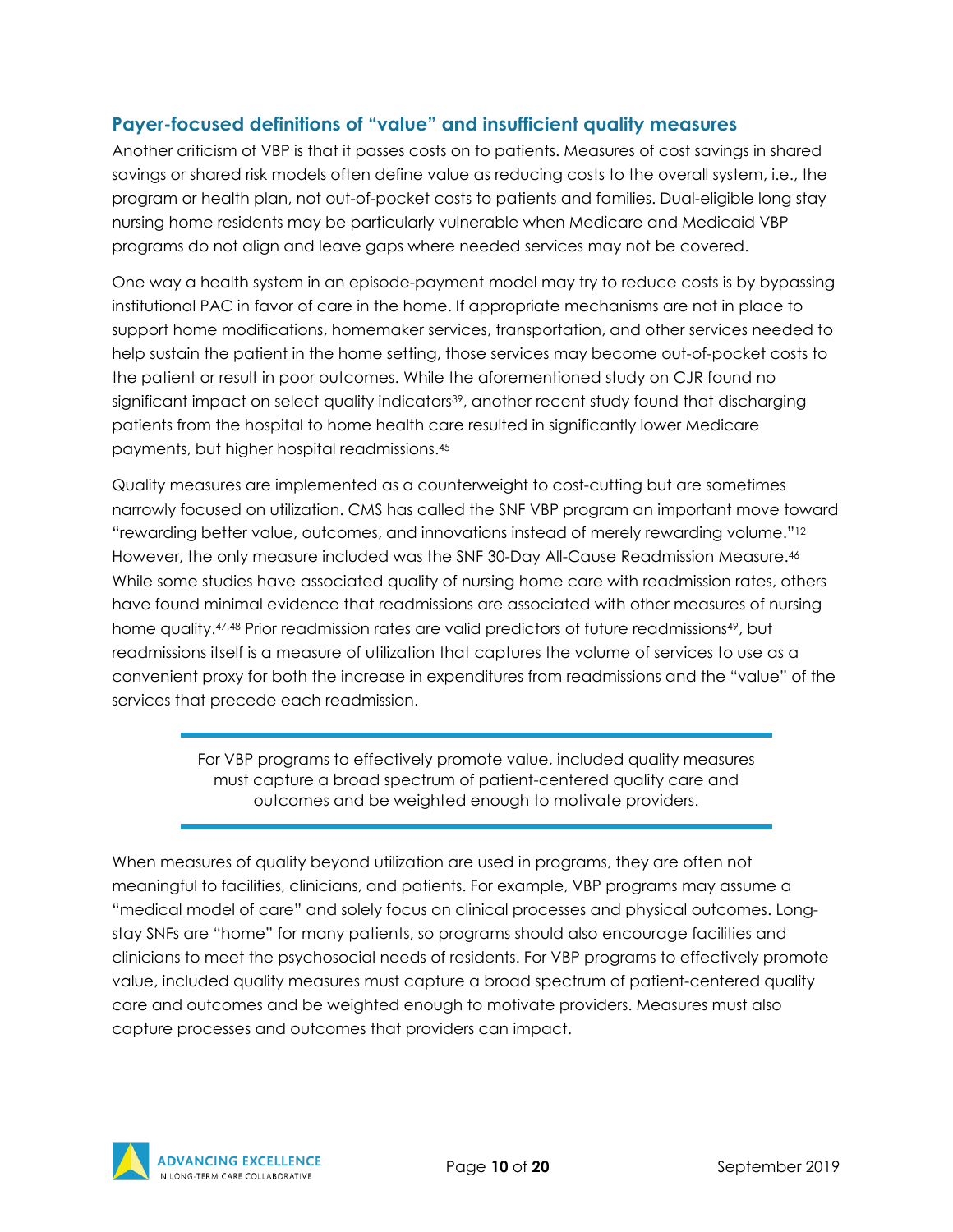## Payer-focused definitions of "value" and insufficient quality measures

Another criticism of VBP is that it passes costs on to patients. Measures of cost savings in shared savings or shared risk models often define value as reducing costs to the overall system, i.e., the program or health plan, not out-of-pocket costs to patients and families. Dual-eligible long stay nursing home residents may be particularly vulnerable when Medicare and Medicaid VBP programs do not align and leave gaps where needed services may not be covered.

One way a health system in an episode-payment model may try to reduce costs is by bypassing institutional PAC in favor of care in the home. If appropriate mechanisms are not in place to support home modifications, homemaker services, transportation, and other services needed to help sustain the patient in the home setting, those services may become out-of-pocket costs to the patient or result in poor outcomes. While the aforementioned study on CJR found no significant impact on select quality indicators[39], another recent study found that discharging patients from the hospital to home health care resulted in significantly lower Medicare payments, but higher hospital readmissions.[45]

Quality measures are implemented as a counterweight to cost-cutting but are sometimes narrowly focused on utilization. CMS has called the SNF VBP program an important move toward "rewarding better value, outcomes, and innovations instead of merely rewarding volume."[12] However, the only measure included was the SNF 30-Day All-Cause Readmission Measure.[46] While some studies have associated quality of nursing home care with readmission rates, others have found minimal evidence that readmissions are associated with other measures of nursing home quality.[47,48] Prior readmission rates are valid predictors of future readmissions[49], but readmissions itself is a measure of utilization that captures the volume of services to use as a convenient proxy for both the increase in expenditures from readmissions and the "value" of the services that precede each readmission.

> For VBP programs to effectively promote value, included quality measures must capture a broad spectrum of patient-centered quality care and outcomes and be weighted enough to motivate providers.

When measures of quality beyond utilization are used in programs, they are often not meaningful to facilities, clinicians, and patients. For example, VBP programs may assume a "medical model of care" and solely focus on clinical processes and physical outcomes. Long-stay SNFs are "home" for many patients, so programs should also encourage facilities and clinicians to meet the psychosocial needs of residents. For VBP programs to effectively promote value, included quality measures must capture a broad spectrum of patient-centered quality care and outcomes and be weighted enough to motivate providers. Measures must also capture processes and outcomes that providers can impact.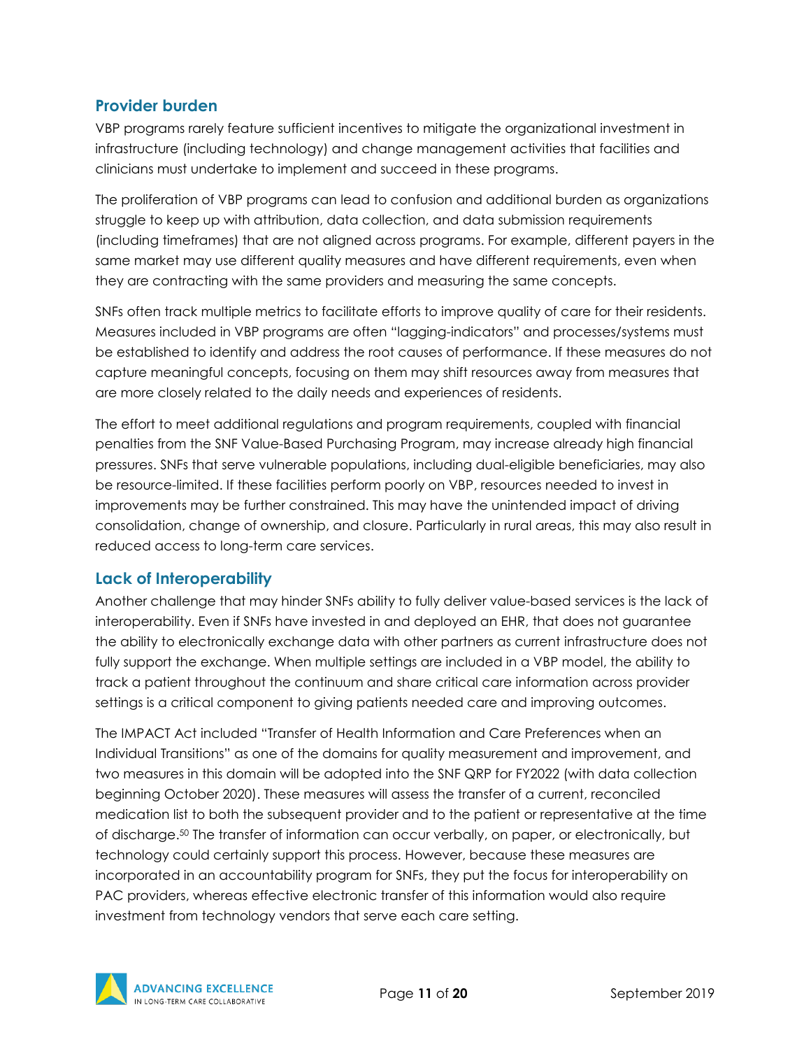## Provider burden

VBP programs rarely feature sufficient incentives to mitigate the organizational investment in infrastructure (including technology) and change management activities that facilities and clinicians must undertake to implement and succeed in these programs.

The proliferation of VBP programs can lead to confusion and additional burden as organizations struggle to keep up with attribution, data collection, and data submission requirements (including timeframes) that are not aligned across programs. For example, different payers in the same market may use different quality measures and have different requirements, even when they are contracting with the same providers and measuring the same concepts.

SNFs often track multiple metrics to facilitate efforts to improve quality of care for their residents. Measures included in VBP programs are often "lagging-indicators" and processes/systems must be established to identify and address the root causes of performance. If these measures do not capture meaningful concepts, focusing on them may shift resources away from measures that are more closely related to the daily needs and experiences of residents.

The effort to meet additional regulations and program requirements, coupled with financial penalties from the SNF Value-Based Purchasing Program, may increase already high financial pressures. SNFs that serve vulnerable populations, including dual-eligible beneficiaries, may also be resource-limited. If these facilities perform poorly on VBP, resources needed to invest in improvements may be further constrained. This may have the unintended impact of driving consolidation, change of ownership, and closure. Particularly in rural areas, this may also result in reduced access to long-term care services.

## Lack of Interoperability

Another challenge that may hinder SNFs ability to fully deliver value-based services is the lack of interoperability. Even if SNFs have invested in and deployed an EHR, that does not guarantee the ability to electronically exchange data with other partners as current infrastructure does not fully support the exchange. When multiple settings are included in a VBP model, the ability to track a patient throughout the continuum and share critical care information across provider settings is a critical component to giving patients needed care and improving outcomes.

The IMPACT Act included "Transfer of Health Information and Care Preferences when an Individual Transitions" as one of the domains for quality measurement and improvement, and two measures in this domain will be adopted into the SNF QRP for FY2022 (with data collection beginning October 2020). These measures will assess the transfer of a current, reconciled medication list to both the subsequent provider and to the patient or representative at the time of discharge.[50] The transfer of information can occur verbally, on paper, or electronically, but technology could certainly support this process. However, because these measures are incorporated in an accountability program for SNFs, they put the focus for interoperability on PAC providers, whereas effective electronic transfer of this information would also require investment from technology vendors that serve each care setting.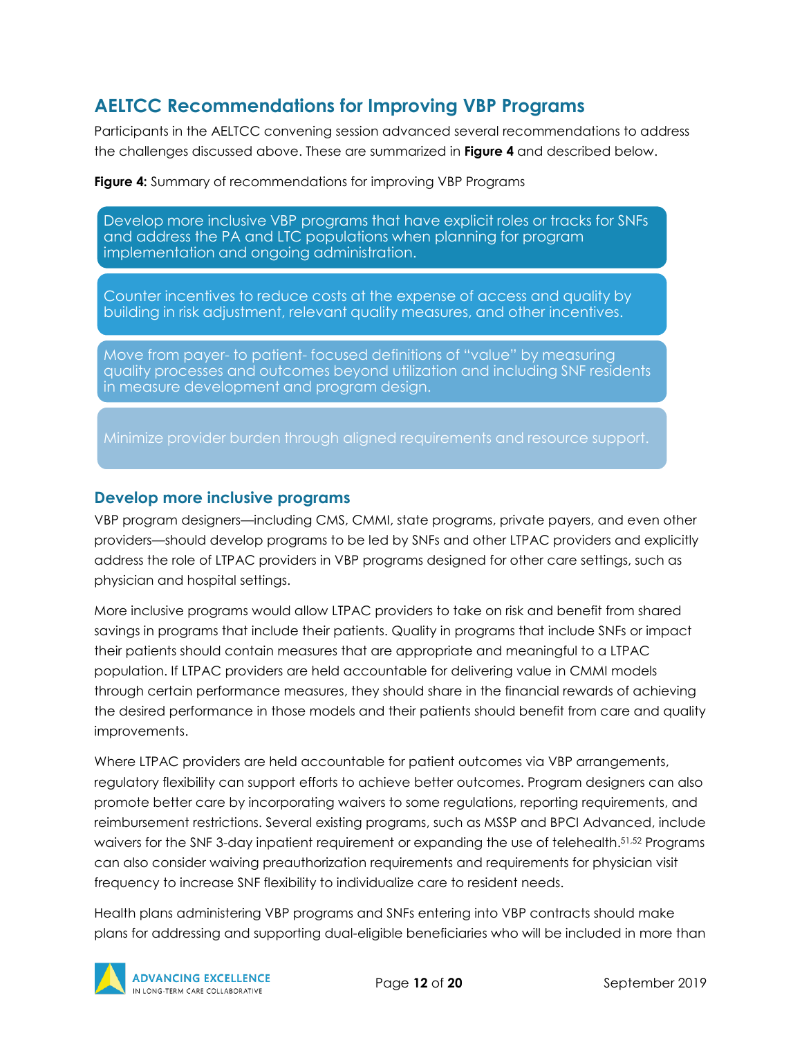## AELTCC Recommendations for Improving VBP Programs

Participants in the AELTCC convening session advanced several recommendations to address the challenges discussed above. These are summarized in **Figure 4** and described below.

**Figure 4:** Summary of recommendations for improving VBP Programs

- Develop more inclusive VBP programs that have explicit roles or tracks for SNFs and address the PA and LTC populations when planning for program implementation and ongoing administration.
- Counter incentives to reduce costs at the expense of access and quality by building in risk adjustment, relevant quality measures, and other incentives.
- Move from payer- to patient- focused definitions of "value" by measuring quality processes and outcomes beyond utilization and including SNF residents in measure development and program design.
- Minimize provider burden through aligned requirements and resource support.

### Develop more inclusive programs

VBP program designers—including CMS, CMMI, state programs, private payers, and even other providers—should develop programs to be led by SNFs and other LTPAC providers and explicitly address the role of LTPAC providers in VBP programs designed for other care settings, such as physician and hospital settings.

More inclusive programs would allow LTPAC providers to take on risk and benefit from shared savings in programs that include their patients. Quality in programs that include SNFs or impact their patients should contain measures that are appropriate and meaningful to a LTPAC population. If LTPAC providers are held accountable for delivering value in CMMI models through certain performance measures, they should share in the financial rewards of achieving the desired performance in those models and their patients should benefit from care and quality improvements.

Where LTPAC providers are held accountable for patient outcomes via VBP arrangements, regulatory flexibility can support efforts to achieve better outcomes. Program designers can also promote better care by incorporating waivers to some regulations, reporting requirements, and reimbursement restrictions. Several existing programs, such as MSSP and BPCI Advanced, include waivers for the SNF 3-day inpatient requirement or expanding the use of telehealth.[51,52] Programs can also consider waiving preauthorization requirements and requirements for physician visit frequency to increase SNF flexibility to individualize care to resident needs.

Health plans administering VBP programs and SNFs entering into VBP contracts should make plans for addressing and supporting dual-eligible beneficiaries who will be included in more than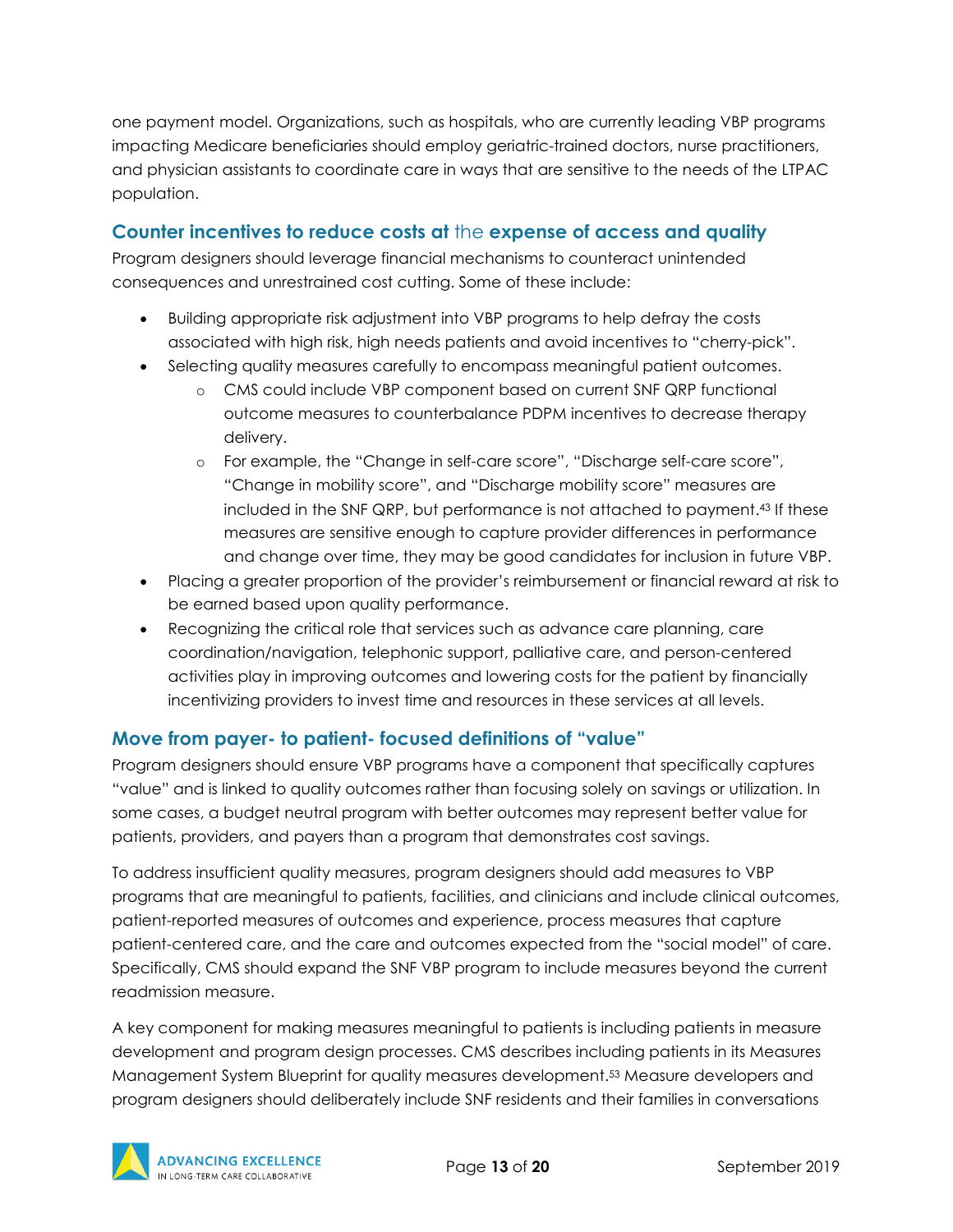one payment model. Organizations, such as hospitals, who are currently leading VBP programs impacting Medicare beneficiaries should employ geriatric-trained doctors, nurse practitioners, and physician assistants to coordinate care in ways that are sensitive to the needs of the LTPAC population.

## Counter incentives to reduce costs at the expense of access and quality

Program designers should leverage financial mechanisms to counteract unintended consequences and unrestrained cost cutting. Some of these include:

- Building appropriate risk adjustment into VBP programs to help defray the costs associated with high risk, high needs patients and avoid incentives to "cherry-pick".
- Selecting quality measures carefully to encompass meaningful patient outcomes.
    - CMS could include VBP component based on current SNF QRP functional outcome measures to counterbalance PDPM incentives to decrease therapy delivery.
    - For example, the "Change in self-care score", "Discharge self-care score", "Change in mobility score", and "Discharge mobility score" measures are included in the SNF QRP, but performance is not attached to payment.[43] If these measures are sensitive enough to capture provider differences in performance and change over time, they may be good candidates for inclusion in future VBP.
- Placing a greater proportion of the provider's reimbursement or financial reward at risk to be earned based upon quality performance.
- Recognizing the critical role that services such as advance care planning, care coordination/navigation, telephonic support, palliative care, and person-centered activities play in improving outcomes and lowering costs for the patient by financially incentivizing providers to invest time and resources in these services at all levels.

## Move from payer- to patient- focused definitions of "value"

Program designers should ensure VBP programs have a component that specifically captures "value" and is linked to quality outcomes rather than focusing solely on savings or utilization. In some cases, a budget neutral program with better outcomes may represent better value for patients, providers, and payers than a program that demonstrates cost savings.

To address insufficient quality measures, program designers should add measures to VBP programs that are meaningful to patients, facilities, and clinicians and include clinical outcomes, patient-reported measures of outcomes and experience, process measures that capture patient-centered care, and the care and outcomes expected from the "social model" of care. Specifically, CMS should expand the SNF VBP program to include measures beyond the current readmission measure.

A key component for making measures meaningful to patients is including patients in measure development and program design processes. CMS describes including patients in its Measures Management System Blueprint for quality measures development.[53] Measure developers and program designers should deliberately include SNF residents and their families in conversations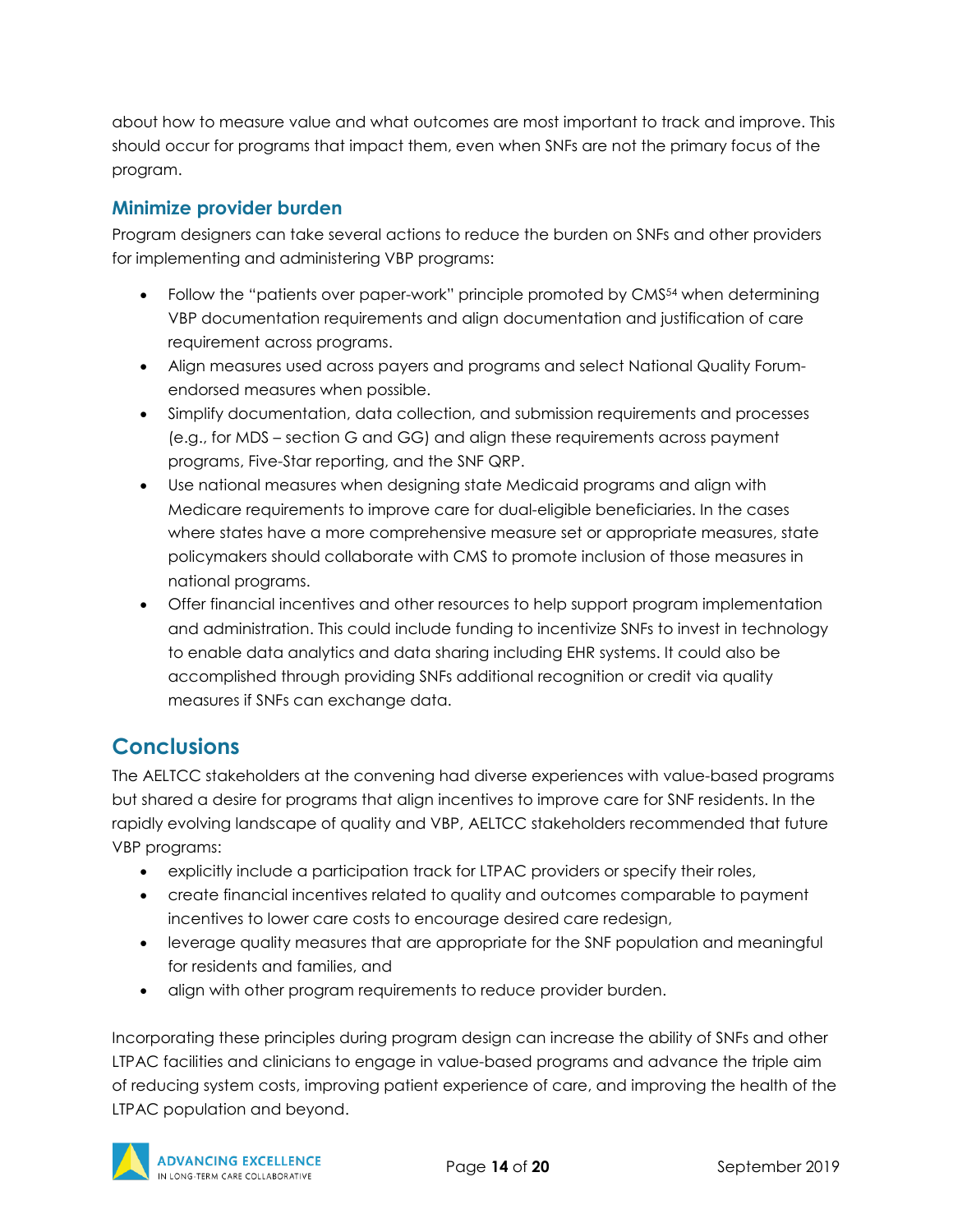about how to measure value and what outcomes are most important to track and improve. This should occur for programs that impact them, even when SNFs are not the primary focus of the program.

### Minimize provider burden

Program designers can take several actions to reduce the burden on SNFs and other providers for implementing and administering VBP programs:

- Follow the "patients over paper-work" principle promoted by CMS[54] when determining VBP documentation requirements and align documentation and justification of care requirement across programs.
- Align measures used across payers and programs and select National Quality Forum-endorsed measures when possible.
- Simplify documentation, data collection, and submission requirements and processes (e.g., for MDS – section G and GG) and align these requirements across payment programs, Five-Star reporting, and the SNF QRP.
- Use national measures when designing state Medicaid programs and align with Medicare requirements to improve care for dual-eligible beneficiaries. In the cases where states have a more comprehensive measure set or appropriate measures, state policymakers should collaborate with CMS to promote inclusion of those measures in national programs.
- Offer financial incentives and other resources to help support program implementation and administration. This could include funding to incentivize SNFs to invest in technology to enable data analytics and data sharing including EHR systems. It could also be accomplished through providing SNFs additional recognition or credit via quality measures if SNFs can exchange data.

## Conclusions

The AELTCC stakeholders at the convening had diverse experiences with value-based programs but shared a desire for programs that align incentives to improve care for SNF residents. In the rapidly evolving landscape of quality and VBP, AELTCC stakeholders recommended that future VBP programs:

- explicitly include a participation track for LTPAC providers or specify their roles,
- create financial incentives related to quality and outcomes comparable to payment incentives to lower care costs to encourage desired care redesign,
- leverage quality measures that are appropriate for the SNF population and meaningful for residents and families, and
- align with other program requirements to reduce provider burden.

Incorporating these principles during program design can increase the ability of SNFs and other LTPAC facilities and clinicians to engage in value-based programs and advance the triple aim of reducing system costs, improving patient experience of care, and improving the health of the LTPAC population and beyond.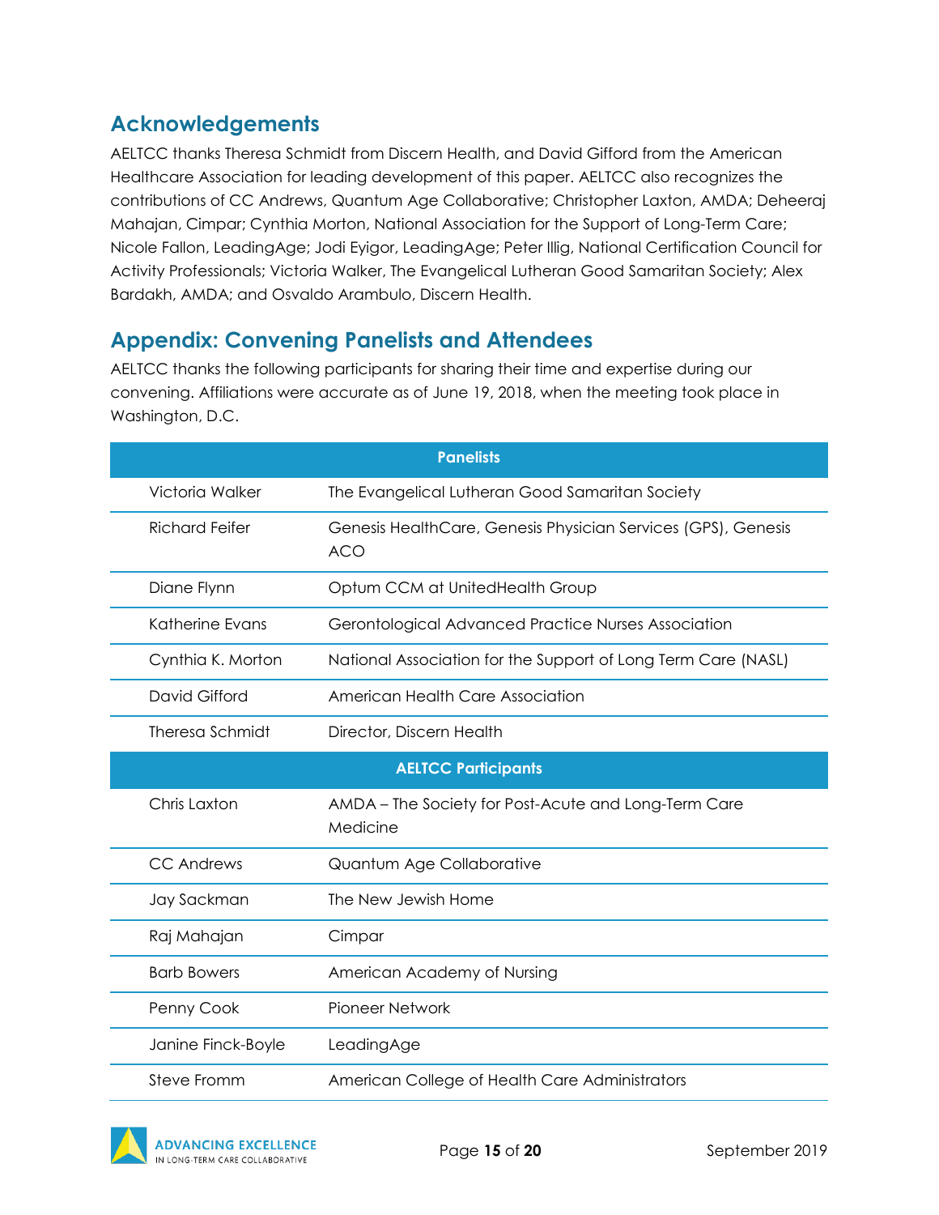## Acknowledgements

AELTCC thanks Theresa Schmidt from Discern Health, and David Gifford from the American Healthcare Association for leading development of this paper. AELTCC also recognizes the contributions of CC Andrews, Quantum Age Collaborative; Christopher Laxton, AMDA; Deheeraj Mahajan, Cimpar; Cynthia Morton, National Association for the Support of Long-Term Care; Nicole Fallon, LeadingAge; Jodi Eyigor, LeadingAge; Peter Illig, National Certification Council for Activity Professionals; Victoria Walker, The Evangelical Lutheran Good Samaritan Society; Alex Bardakh, AMDA; and Osvaldo Arambulo, Discern Health.

## Appendix: Convening Panelists and Attendees

AELTCC thanks the following participants for sharing their time and expertise during our convening. Affiliations were accurate as of June 19, 2018, when the meeting took place in Washington, D.C.

| **Panelists** | |
|---|---|
| Victoria Walker | The Evangelical Lutheran Good Samaritan Society |
| Richard Feifer | Genesis HealthCare, Genesis Physician Services (GPS), Genesis ACO |
| Diane Flynn | Optum CCM at UnitedHealth Group |
| Katherine Evans | Gerontological Advanced Practice Nurses Association |
| Cynthia K. Morton | National Association for the Support of Long Term Care (NASL) |
| David Gifford | American Health Care Association |
| Theresa Schmidt | Director, Discern Health |
| **AELTCC Participants** | |
| Chris Laxton | AMDA – The Society for Post-Acute and Long-Term Care Medicine |
| CC Andrews | Quantum Age Collaborative |
| Jay Sackman | The New Jewish Home |
| Raj Mahajan | Cimpar |
| Barb Bowers | American Academy of Nursing |
| Penny Cook | Pioneer Network |
| Janine Finck-Boyle | LeadingAge |
| Steve Fromm | American College of Health Care Administrators |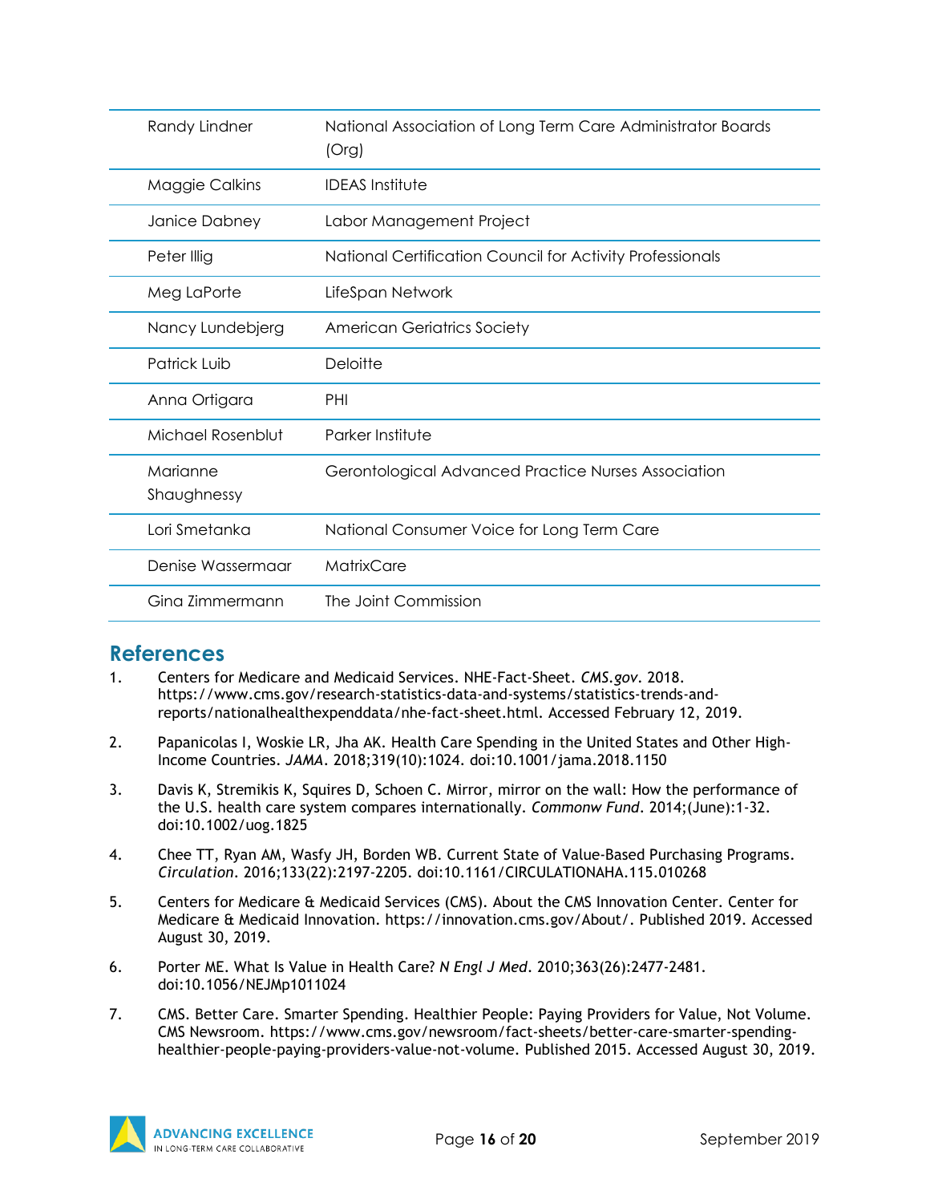| | |
|---|---|
| Randy Lindner | National Association of Long Term Care Administrator Boards (Org) |
| Maggie Calkins | IDEAS Institute |
| Janice Dabney | Labor Management Project |
| Peter Illig | National Certification Council for Activity Professionals |
| Meg LaPorte | LifeSpan Network |
| Nancy Lundebjerg | American Geriatrics Society |
| Patrick Luib | Deloitte |
| Anna Ortigara | PHI |
| Michael Rosenblut | Parker Institute |
| Marianne Shaughnessy | Gerontological Advanced Practice Nurses Association |
| Lori Smetanka | National Consumer Voice for Long Term Care |
| Denise Wassermaar | MatrixCare |
| Gina Zimmermann | The Joint Commission |

## References

1. Centers for Medicare and Medicaid Services. NHE-Fact-Sheet. *CMS.gov*. 2018. https://www.cms.gov/research-statistics-data-and-systems/statistics-trends-and-reports/nationalhealthexpenddata/nhe-fact-sheet.html. Accessed February 12, 2019.

2. Papanicolas I, Woskie LR, Jha AK. Health Care Spending in the United States and Other High-Income Countries. *JAMA*. 2018;319(10):1024. doi:10.1001/jama.2018.1150

3. Davis K, Stremikis K, Squires D, Schoen C. Mirror, mirror on the wall: How the performance of the U.S. health care system compares internationally. *Commonw Fund*. 2014;(June):1-32. doi:10.1002/uog.1825

4. Chee TT, Ryan AM, Wasfy JH, Borden WB. Current State of Value-Based Purchasing Programs. *Circulation*. 2016;133(22):2197-2205. doi:10.1161/CIRCULATIONAHA.115.010268

5. Centers for Medicare & Medicaid Services (CMS). About the CMS Innovation Center. Center for Medicare & Medicaid Innovation. https://innovation.cms.gov/About/. Published 2019. Accessed August 30, 2019.

6. Porter ME. What Is Value in Health Care? *N Engl J Med*. 2010;363(26):2477-2481. doi:10.1056/NEJMp1011024

7. CMS. Better Care. Smarter Spending. Healthier People: Paying Providers for Value, Not Volume. CMS Newsroom. https://www.cms.gov/newsroom/fact-sheets/better-care-smarter-spending-healthier-people-paying-providers-value-not-volume. Published 2015. Accessed August 30, 2019.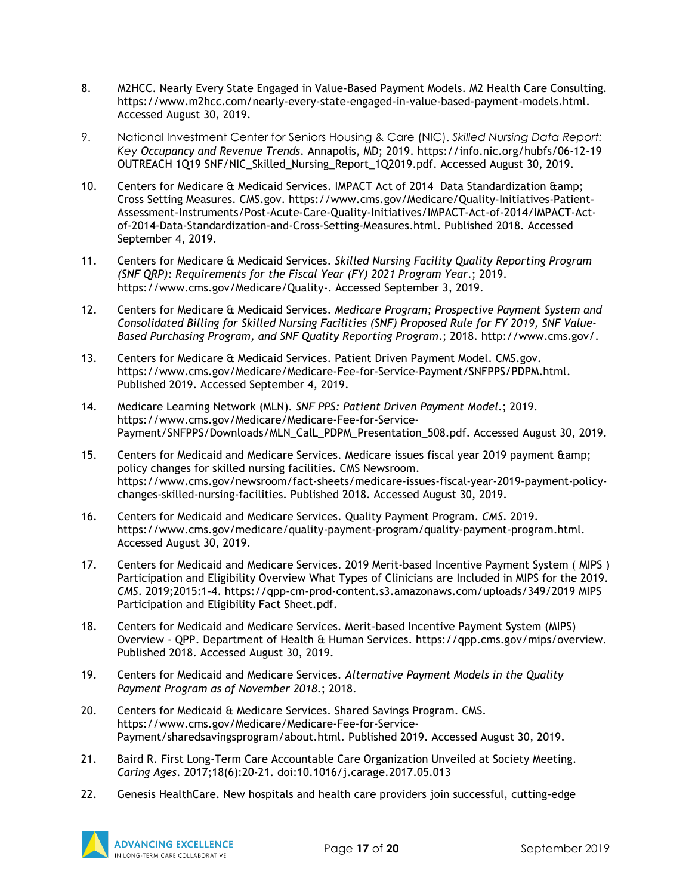8. M2HCC. Nearly Every State Engaged in Value-Based Payment Models. M2 Health Care Consulting. https://www.m2hcc.com/nearly-every-state-engaged-in-value-based-payment-models.html. Accessed August 30, 2019.

9. National Investment Center for Seniors Housing & Care (NIC). *Skilled Nursing Data Report: Key Occupancy and Revenue Trends*. Annapolis, MD; 2019. https://info.nic.org/hubfs/06-12-19 OUTREACH 1Q19 SNF/NIC_Skilled_Nursing_Report_1Q2019.pdf. Accessed August 30, 2019.

10. Centers for Medicare & Medicaid Services. IMPACT Act of 2014 Data Standardization &amp; Cross Setting Measures. CMS.gov. https://www.cms.gov/Medicare/Quality-Initiatives-Patient-Assessment-Instruments/Post-Acute-Care-Quality-Initiatives/IMPACT-Act-of-2014/IMPACT-Act-of-2014-Data-Standardization-and-Cross-Setting-Measures.html. Published 2018. Accessed September 4, 2019.

11. Centers for Medicare & Medicaid Services. *Skilled Nursing Facility Quality Reporting Program (SNF QRP): Requirements for the Fiscal Year (FY) 2021 Program Year*.; 2019. https://www.cms.gov/Medicare/Quality-. Accessed September 3, 2019.

12. Centers for Medicare & Medicaid Services. *Medicare Program; Prospective Payment System and Consolidated Billing for Skilled Nursing Facilities (SNF) Proposed Rule for FY 2019, SNF Value-Based Purchasing Program, and SNF Quality Reporting Program*.; 2018. http://www.cms.gov/.

13. Centers for Medicare & Medicaid Services. Patient Driven Payment Model. CMS.gov. https://www.cms.gov/Medicare/Medicare-Fee-for-Service-Payment/SNFPPS/PDPM.html. Published 2019. Accessed September 4, 2019.

14. Medicare Learning Network (MLN). *SNF PPS: Patient Driven Payment Model*.; 2019. https://www.cms.gov/Medicare/Medicare-Fee-for-Service-Payment/SNFPPS/Downloads/MLN_CalL_PDPM_Presentation_508.pdf. Accessed August 30, 2019.

15. Centers for Medicaid and Medicare Services. Medicare issues fiscal year 2019 payment &amp; policy changes for skilled nursing facilities. CMS Newsroom. https://www.cms.gov/newsroom/fact-sheets/medicare-issues-fiscal-year-2019-payment-policy-changes-skilled-nursing-facilities. Published 2018. Accessed August 30, 2019.

16. Centers for Medicaid and Medicare Services. Quality Payment Program. *CMS*. 2019. https://www.cms.gov/medicare/quality-payment-program/quality-payment-program.html. Accessed August 30, 2019.

17. Centers for Medicaid and Medicare Services. 2019 Merit-based Incentive Payment System ( MIPS ) Participation and Eligibility Overview What Types of Clinicians are Included in MIPS for the 2019. *CMS*. 2019;2015:1-4. https://qpp-cm-prod-content.s3.amazonaws.com/uploads/349/2019 MIPS Participation and Eligibility Fact Sheet.pdf.

18. Centers for Medicaid and Medicare Services. Merit-based Incentive Payment System (MIPS) Overview - QPP. Department of Health & Human Services. https://qpp.cms.gov/mips/overview. Published 2018. Accessed August 30, 2019.

19. Centers for Medicaid and Medicare Services. *Alternative Payment Models in the Quality Payment Program as of November 2018*.; 2018.

20. Centers for Medicaid & Medicare Services. Shared Savings Program. CMS. https://www.cms.gov/Medicare/Medicare-Fee-for-Service-Payment/sharedsavingsprogram/about.html. Published 2019. Accessed August 30, 2019.

21. Baird R. First Long-Term Care Accountable Care Organization Unveiled at Society Meeting. *Caring Ages*. 2017;18(6):20-21. doi:10.1016/j.carage.2017.05.013

22. Genesis HealthCare. New hospitals and health care providers join successful, cutting-edge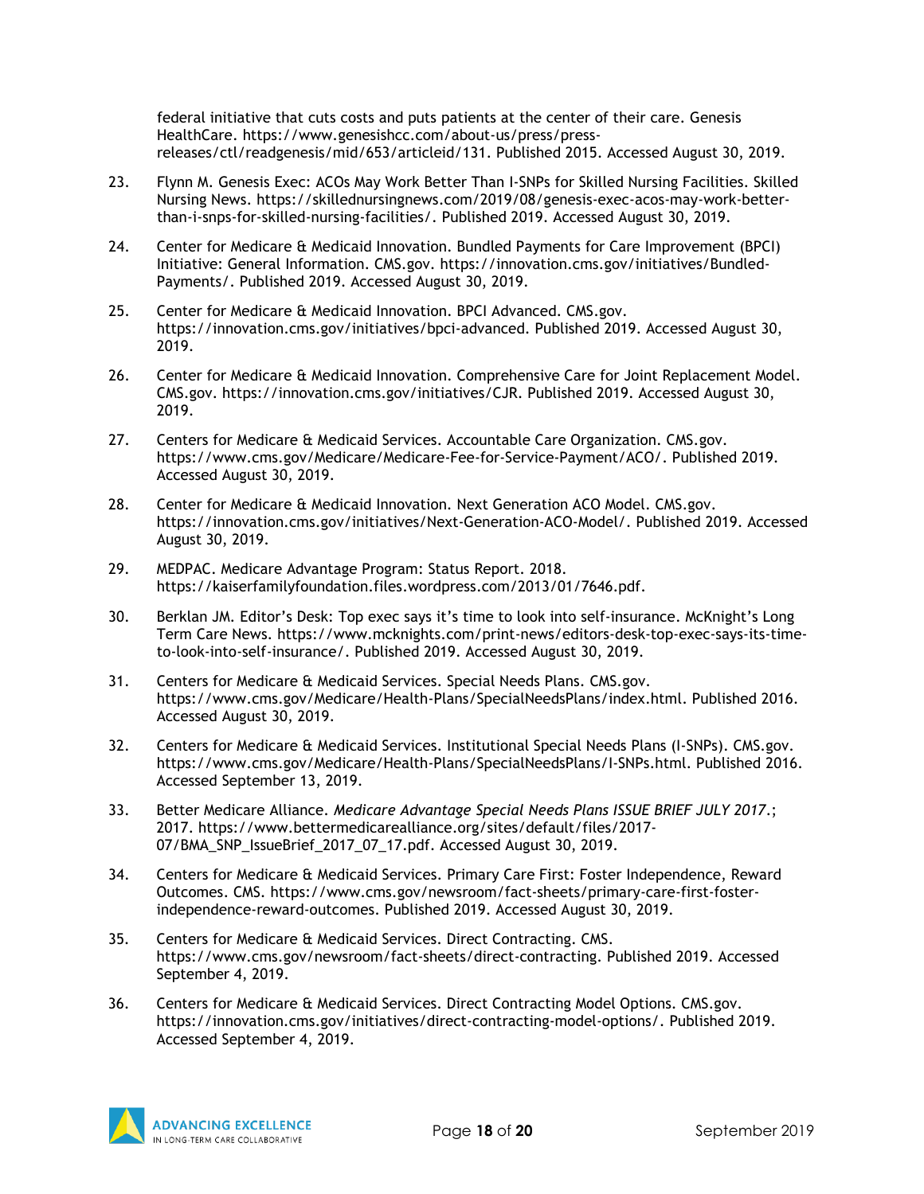federal initiative that cuts costs and puts patients at the center of their care. Genesis HealthCare. https://www.genesishcc.com/about-us/press/press-releases/ctl/readgenesis/mid/653/articleid/131. Published 2015. Accessed August 30, 2019.

23. Flynn M. Genesis Exec: ACOs May Work Better Than I-SNPs for Skilled Nursing Facilities. Skilled Nursing News. https://skillednursingnews.com/2019/08/genesis-exec-acos-may-work-better-than-i-snps-for-skilled-nursing-facilities/. Published 2019. Accessed August 30, 2019.

24. Center for Medicare & Medicaid Innovation. Bundled Payments for Care Improvement (BPCI) Initiative: General Information. CMS.gov. https://innovation.cms.gov/initiatives/Bundled-Payments/. Published 2019. Accessed August 30, 2019.

25. Center for Medicare & Medicaid Innovation. BPCI Advanced. CMS.gov. https://innovation.cms.gov/initiatives/bpci-advanced. Published 2019. Accessed August 30, 2019.

26. Center for Medicare & Medicaid Innovation. Comprehensive Care for Joint Replacement Model. CMS.gov. https://innovation.cms.gov/initiatives/CJR. Published 2019. Accessed August 30, 2019.

27. Centers for Medicare & Medicaid Services. Accountable Care Organization. CMS.gov. https://www.cms.gov/Medicare/Medicare-Fee-for-Service-Payment/ACO/. Published 2019. Accessed August 30, 2019.

28. Center for Medicare & Medicaid Innovation. Next Generation ACO Model. CMS.gov. https://innovation.cms.gov/initiatives/Next-Generation-ACO-Model/. Published 2019. Accessed August 30, 2019.

29. MEDPAC. Medicare Advantage Program: Status Report. 2018. https://kaiserfamilyfoundation.files.wordpress.com/2013/01/7646.pdf.

30. Berklan JM. Editor's Desk: Top exec says it's time to look into self-insurance. McKnight's Long Term Care News. https://www.mcknights.com/print-news/editors-desk-top-exec-says-its-time-to-look-into-self-insurance/. Published 2019. Accessed August 30, 2019.

31. Centers for Medicare & Medicaid Services. Special Needs Plans. CMS.gov. https://www.cms.gov/Medicare/Health-Plans/SpecialNeedsPlans/index.html. Published 2016. Accessed August 30, 2019.

32. Centers for Medicare & Medicaid Services. Institutional Special Needs Plans (I-SNPs). CMS.gov. https://www.cms.gov/Medicare/Health-Plans/SpecialNeedsPlans/I-SNPs.html. Published 2016. Accessed September 13, 2019.

33. Better Medicare Alliance. *Medicare Advantage Special Needs Plans ISSUE BRIEF JULY 2017*.; 2017. https://www.bettermedicarealliance.org/sites/default/files/2017-07/BMA_SNP_IssueBrief_2017_07_17.pdf. Accessed August 30, 2019.

34. Centers for Medicare & Medicaid Services. Primary Care First: Foster Independence, Reward Outcomes. CMS. https://www.cms.gov/newsroom/fact-sheets/primary-care-first-foster-independence-reward-outcomes. Published 2019. Accessed August 30, 2019.

35. Centers for Medicare & Medicaid Services. Direct Contracting. CMS. https://www.cms.gov/newsroom/fact-sheets/direct-contracting. Published 2019. Accessed September 4, 2019.

36. Centers for Medicare & Medicaid Services. Direct Contracting Model Options. CMS.gov. https://innovation.cms.gov/initiatives/direct-contracting-model-options/. Published 2019. Accessed September 4, 2019.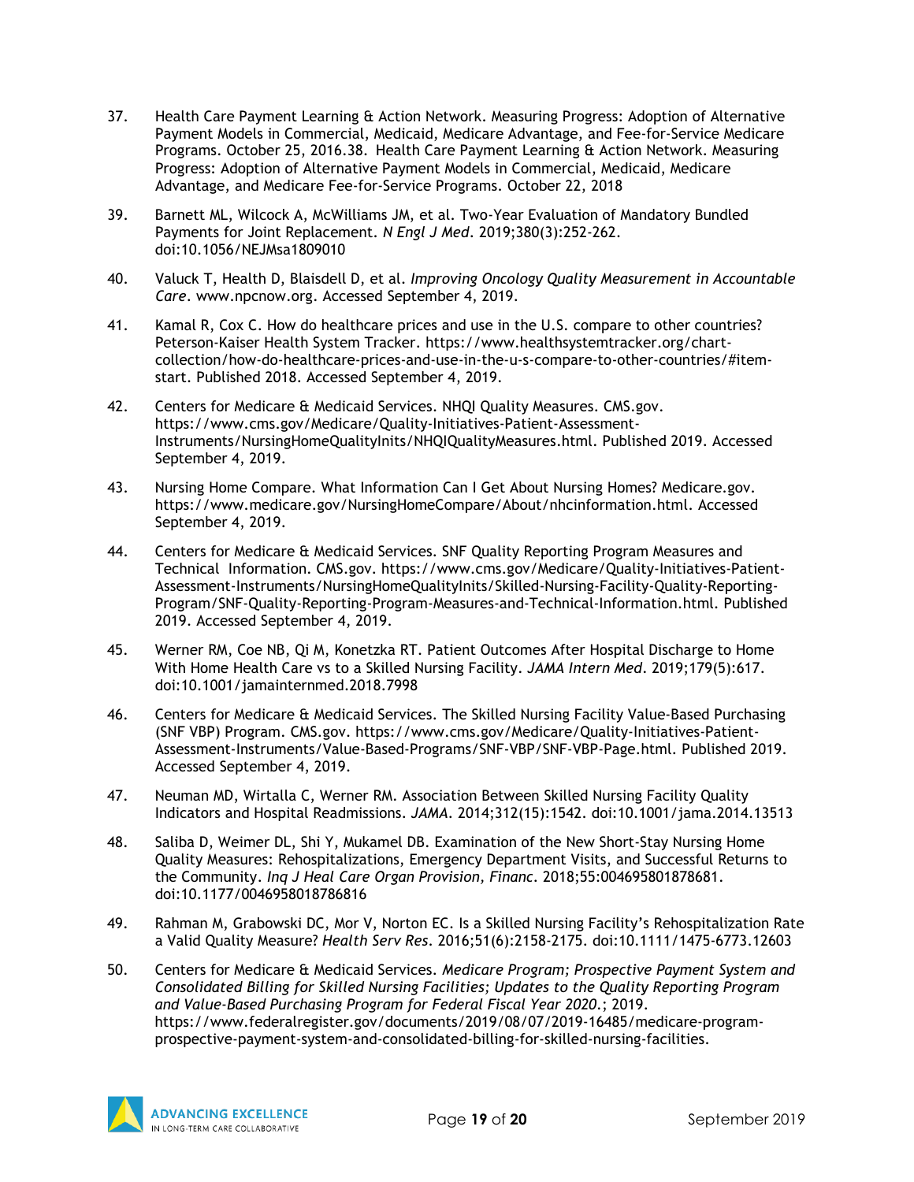37. Health Care Payment Learning & Action Network. Measuring Progress: Adoption of Alternative Payment Models in Commercial, Medicaid, Medicare Advantage, and Fee-for-Service Medicare Programs. October 25, 2016.38. Health Care Payment Learning & Action Network. Measuring Progress: Adoption of Alternative Payment Models in Commercial, Medicaid, Medicare Advantage, and Medicare Fee-for-Service Programs. October 22, 2018

39. Barnett ML, Wilcock A, McWilliams JM, et al. Two-Year Evaluation of Mandatory Bundled Payments for Joint Replacement. *N Engl J Med*. 2019;380(3):252-262. doi:10.1056/NEJMsa1809010

40. Valuck T, Health D, Blaisdell D, et al. *Improving Oncology Quality Measurement in Accountable Care*. www.npcnow.org. Accessed September 4, 2019.

41. Kamal R, Cox C. How do healthcare prices and use in the U.S. compare to other countries? Peterson-Kaiser Health System Tracker. https://www.healthsystemtracker.org/chart-collection/how-do-healthcare-prices-and-use-in-the-u-s-compare-to-other-countries/#item-start. Published 2018. Accessed September 4, 2019.

42. Centers for Medicare & Medicaid Services. NHQI Quality Measures. CMS.gov. https://www.cms.gov/Medicare/Quality-Initiatives-Patient-Assessment-Instruments/NursingHomeQualityInits/NHQIQualityMeasures.html. Published 2019. Accessed September 4, 2019.

43. Nursing Home Compare. What Information Can I Get About Nursing Homes? Medicare.gov. https://www.medicare.gov/NursingHomeCompare/About/nhcinformation.html. Accessed September 4, 2019.

44. Centers for Medicare & Medicaid Services. SNF Quality Reporting Program Measures and Technical Information. CMS.gov. https://www.cms.gov/Medicare/Quality-Initiatives-Patient-Assessment-Instruments/NursingHomeQualityInits/Skilled-Nursing-Facility-Quality-Reporting-Program/SNF-Quality-Reporting-Program-Measures-and-Technical-Information.html. Published 2019. Accessed September 4, 2019.

45. Werner RM, Coe NB, Qi M, Konetzka RT. Patient Outcomes After Hospital Discharge to Home With Home Health Care vs to a Skilled Nursing Facility. *JAMA Intern Med*. 2019;179(5):617. doi:10.1001/jamainternmed.2018.7998

46. Centers for Medicare & Medicaid Services. The Skilled Nursing Facility Value-Based Purchasing (SNF VBP) Program. CMS.gov. https://www.cms.gov/Medicare/Quality-Initiatives-Patient-Assessment-Instruments/Value-Based-Programs/SNF-VBP/SNF-VBP-Page.html. Published 2019. Accessed September 4, 2019.

47. Neuman MD, Wirtalla C, Werner RM. Association Between Skilled Nursing Facility Quality Indicators and Hospital Readmissions. *JAMA*. 2014;312(15):1542. doi:10.1001/jama.2014.13513

48. Saliba D, Weimer DL, Shi Y, Mukamel DB. Examination of the New Short-Stay Nursing Home Quality Measures: Rehospitalizations, Emergency Department Visits, and Successful Returns to the Community. *Inq J Heal Care Organ Provision, Financ*. 2018;55:004695801878681. doi:10.1177/0046958018786816

49. Rahman M, Grabowski DC, Mor V, Norton EC. Is a Skilled Nursing Facility's Rehospitalization Rate a Valid Quality Measure? *Health Serv Res*. 2016;51(6):2158-2175. doi:10.1111/1475-6773.12603

50. Centers for Medicare & Medicaid Services. *Medicare Program; Prospective Payment System and Consolidated Billing for Skilled Nursing Facilities; Updates to the Quality Reporting Program and Value-Based Purchasing Program for Federal Fiscal Year 2020.*; 2019. https://www.federalregister.gov/documents/2019/08/07/2019-16485/medicare-program-prospective-payment-system-and-consolidated-billing-for-skilled-nursing-facilities.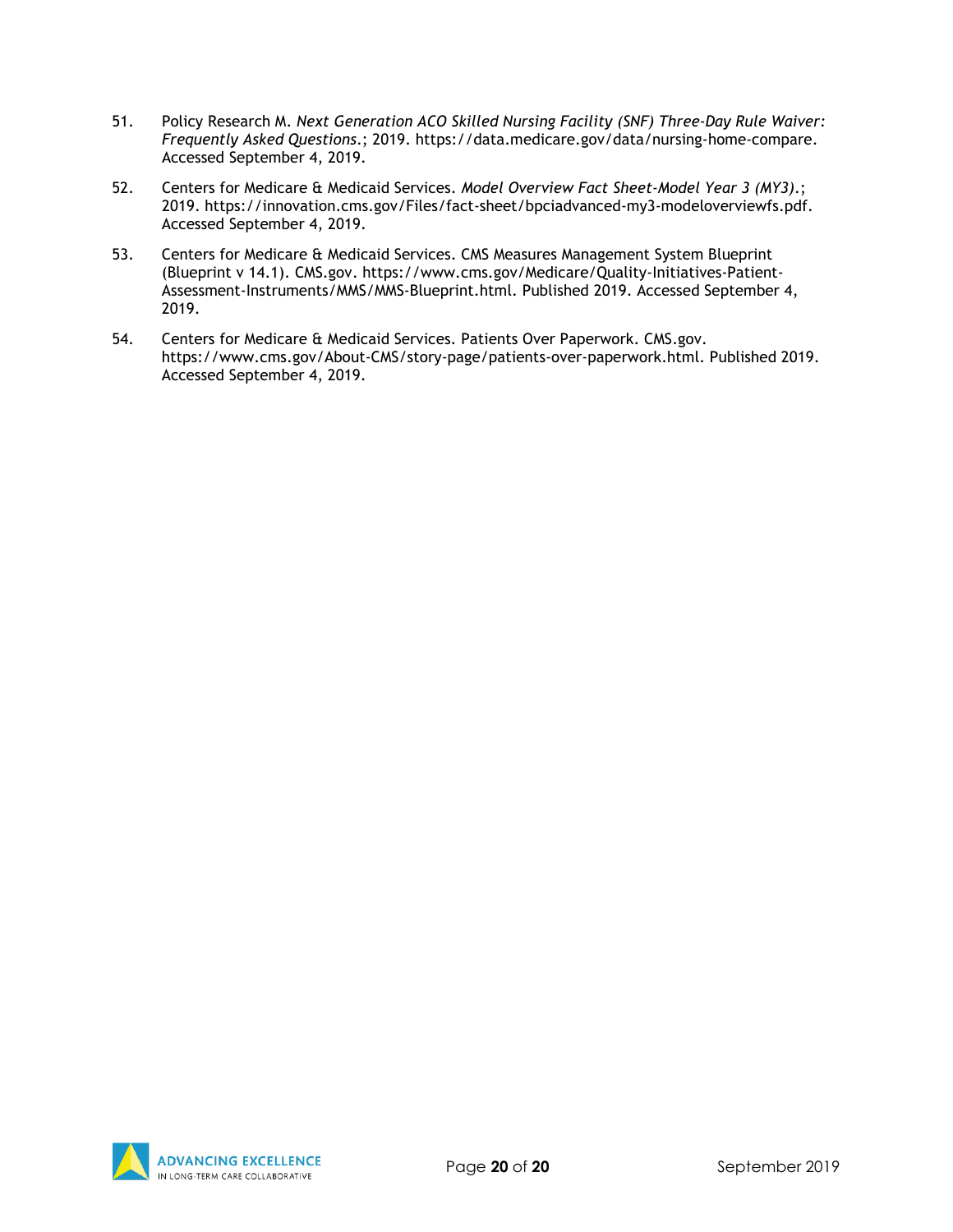51. Policy Research M. *Next Generation ACO Skilled Nursing Facility (SNF) Three-Day Rule Waiver: Frequently Asked Questions*.; 2019. https://data.medicare.gov/data/nursing-home-compare. Accessed September 4, 2019.

52. Centers for Medicare & Medicaid Services. *Model Overview Fact Sheet-Model Year 3 (MY3)*.; 2019. https://innovation.cms.gov/Files/fact-sheet/bpciadvanced-my3-modeloverviewfs.pdf. Accessed September 4, 2019.

53. Centers for Medicare & Medicaid Services. CMS Measures Management System Blueprint (Blueprint v 14.1). CMS.gov. https://www.cms.gov/Medicare/Quality-Initiatives-Patient-Assessment-Instruments/MMS/MMS-Blueprint.html. Published 2019. Accessed September 4, 2019.

54. Centers for Medicare & Medicaid Services. Patients Over Paperwork. CMS.gov. https://www.cms.gov/About-CMS/story-page/patients-over-paperwork.html. Published 2019. Accessed September 4, 2019.